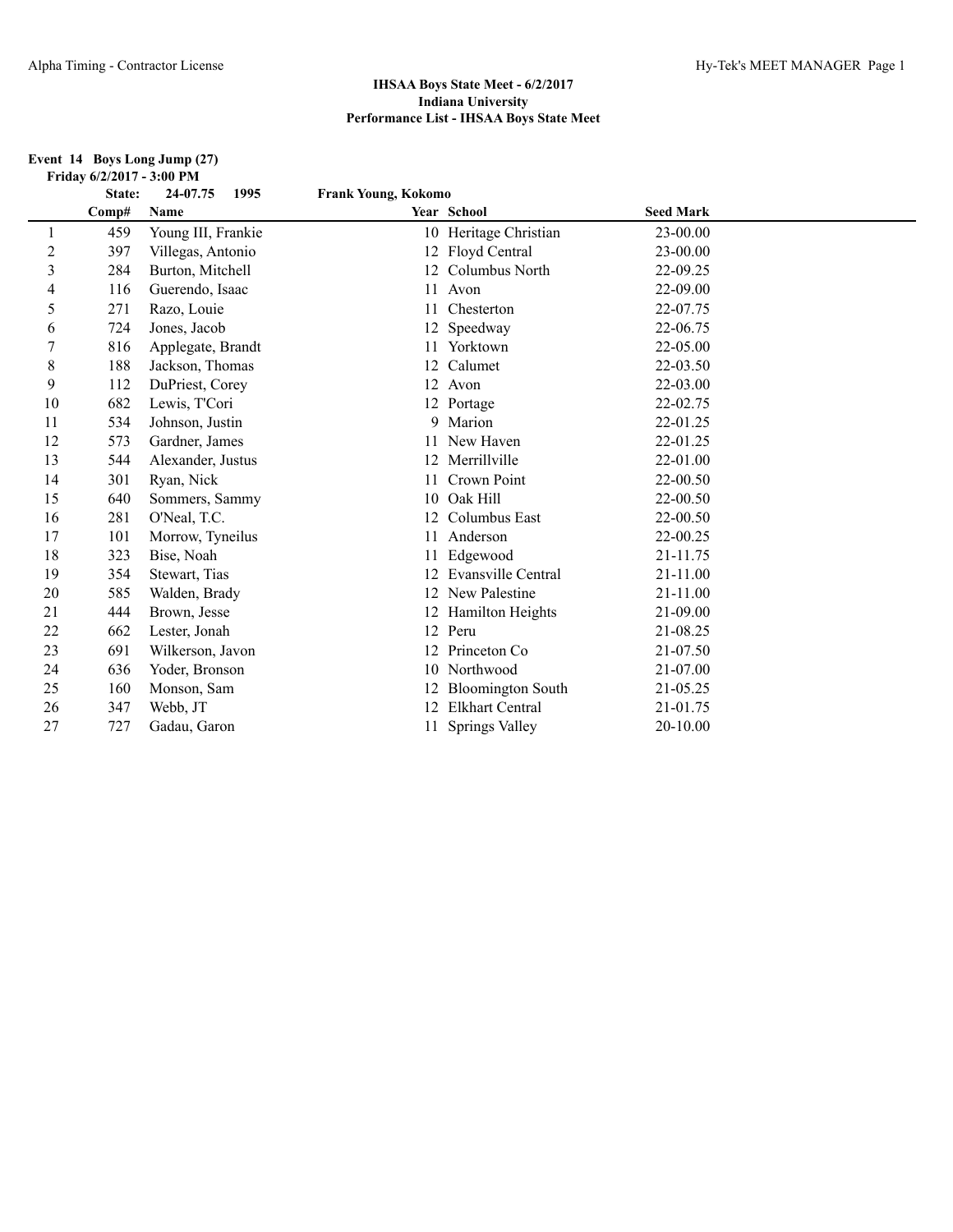## IHSAA Boys State Meet - 6/2/2017
### Indiana University
### Performance List - IHSAA Boys State Meet

**Event 14 Boys Long Jump (27)**
**Friday 6/2/2017 - 3:00 PM**

**State: 24-07.75 1995 Frank Young, Kokomo**

| | Comp# | Name | Year | School | Seed Mark |
|---|---|---|---|---|---|
| 1 | 459 | Young III, Frankie | 10 | Heritage Christian | 23-00.00 |
| 2 | 397 | Villegas, Antonio | 12 | Floyd Central | 23-00.00 |
| 3 | 284 | Burton, Mitchell | 12 | Columbus North | 22-09.25 |
| 4 | 116 | Guerendo, Isaac | 11 | Avon | 22-09.00 |
| 5 | 271 | Razo, Louie | 11 | Chesterton | 22-07.75 |
| 6 | 724 | Jones, Jacob | 12 | Speedway | 22-06.75 |
| 7 | 816 | Applegate, Brandt | 11 | Yorktown | 22-05.00 |
| 8 | 188 | Jackson, Thomas | 12 | Calumet | 22-03.50 |
| 9 | 112 | DuPriest, Corey | 12 | Avon | 22-03.00 |
| 10 | 682 | Lewis, T'Cori | 12 | Portage | 22-02.75 |
| 11 | 534 | Johnson, Justin | 9 | Marion | 22-01.25 |
| 12 | 573 | Gardner, James | 11 | New Haven | 22-01.25 |
| 13 | 544 | Alexander, Justus | 12 | Merrillville | 22-01.00 |
| 14 | 301 | Ryan, Nick | 11 | Crown Point | 22-00.50 |
| 15 | 640 | Sommers, Sammy | 10 | Oak Hill | 22-00.50 |
| 16 | 281 | O'Neal, T.C. | 12 | Columbus East | 22-00.50 |
| 17 | 101 | Morrow, Tyneilus | 11 | Anderson | 22-00.25 |
| 18 | 323 | Bise, Noah | 11 | Edgewood | 21-11.75 |
| 19 | 354 | Stewart, Tias | 12 | Evansville Central | 21-11.00 |
| 20 | 585 | Walden, Brady | 12 | New Palestine | 21-11.00 |
| 21 | 444 | Brown, Jesse | 12 | Hamilton Heights | 21-09.00 |
| 22 | 662 | Lester, Jonah | 12 | Peru | 21-08.25 |
| 23 | 691 | Wilkerson, Javon | 12 | Princeton Co | 21-07.50 |
| 24 | 636 | Yoder, Bronson | 10 | Northwood | 21-07.00 |
| 25 | 160 | Monson, Sam | 12 | Bloomington South | 21-05.25 |
| 26 | 347 | Webb, JT | 12 | Elkhart Central | 21-01.75 |
| 27 | 727 | Gadau, Garon | 11 | Springs Valley | 20-10.00 |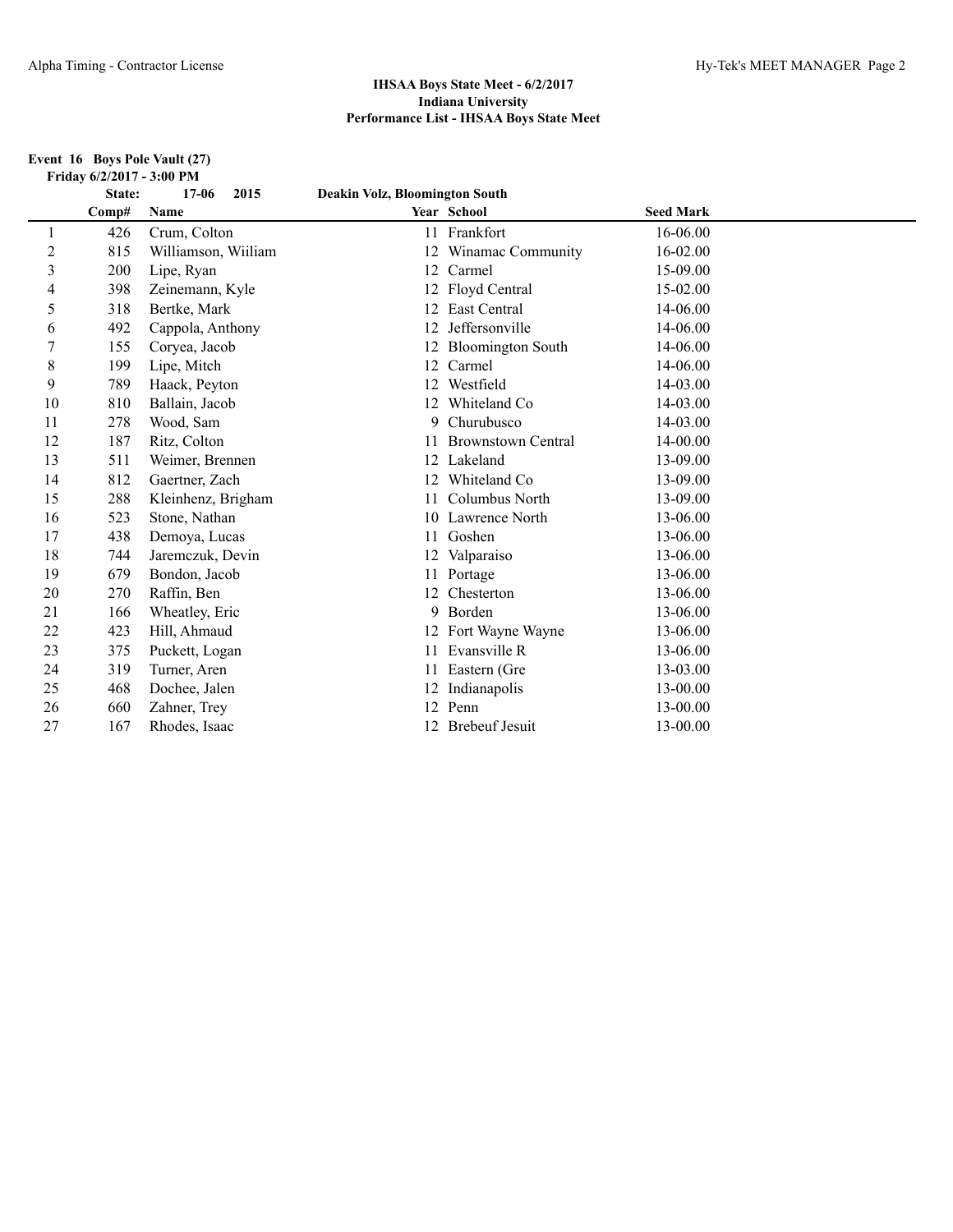**IHSAA Boys State Meet - 6/2/2017**
**Indiana University**
**Performance List - IHSAA Boys State Meet**

**Event 16 Boys Pole Vault (27)**
**Friday 6/2/2017 - 3:00 PM**

**State: 17-06 2015 Deakin Volz, Bloomington South**

| | Comp# | Name | Year | School | Seed Mark |
|---|---|---|---|---|---|
| 1 | 426 | Crum, Colton | 11 | Frankfort | 16-06.00 |
| 2 | 815 | Williamson, Wiiliam | 12 | Winamac Community | 16-02.00 |
| 3 | 200 | Lipe, Ryan | 12 | Carmel | 15-09.00 |
| 4 | 398 | Zeinemann, Kyle | 12 | Floyd Central | 15-02.00 |
| 5 | 318 | Bertke, Mark | 12 | East Central | 14-06.00 |
| 6 | 492 | Cappola, Anthony | 12 | Jeffersonville | 14-06.00 |
| 7 | 155 | Coryea, Jacob | 12 | Bloomington South | 14-06.00 |
| 8 | 199 | Lipe, Mitch | 12 | Carmel | 14-06.00 |
| 9 | 789 | Haack, Peyton | 12 | Westfield | 14-03.00 |
| 10 | 810 | Ballain, Jacob | 12 | Whiteland Co | 14-03.00 |
| 11 | 278 | Wood, Sam | 9 | Churubusco | 14-03.00 |
| 12 | 187 | Ritz, Colton | 11 | Brownstown Central | 14-00.00 |
| 13 | 511 | Weimer, Brennen | 12 | Lakeland | 13-09.00 |
| 14 | 812 | Gaertner, Zach | 12 | Whiteland Co | 13-09.00 |
| 15 | 288 | Kleinhenz, Brigham | 11 | Columbus North | 13-09.00 |
| 16 | 523 | Stone, Nathan | 10 | Lawrence North | 13-06.00 |
| 17 | 438 | Demoya, Lucas | 11 | Goshen | 13-06.00 |
| 18 | 744 | Jaremczuk, Devin | 12 | Valparaiso | 13-06.00 |
| 19 | 679 | Bondon, Jacob | 11 | Portage | 13-06.00 |
| 20 | 270 | Raffin, Ben | 12 | Chesterton | 13-06.00 |
| 21 | 166 | Wheatley, Eric | 9 | Borden | 13-06.00 |
| 22 | 423 | Hill, Ahmaud | 12 | Fort Wayne Wayne | 13-06.00 |
| 23 | 375 | Puckett, Logan | 11 | Evansville R | 13-06.00 |
| 24 | 319 | Turner, Aren | 11 | Eastern (Gre | 13-03.00 |
| 25 | 468 | Dochee, Jalen | 12 | Indianapolis | 13-00.00 |
| 26 | 660 | Zahner, Trey | 12 | Penn | 13-00.00 |
| 27 | 167 | Rhodes, Isaac | 12 | Brebeuf Jesuit | 13-00.00 |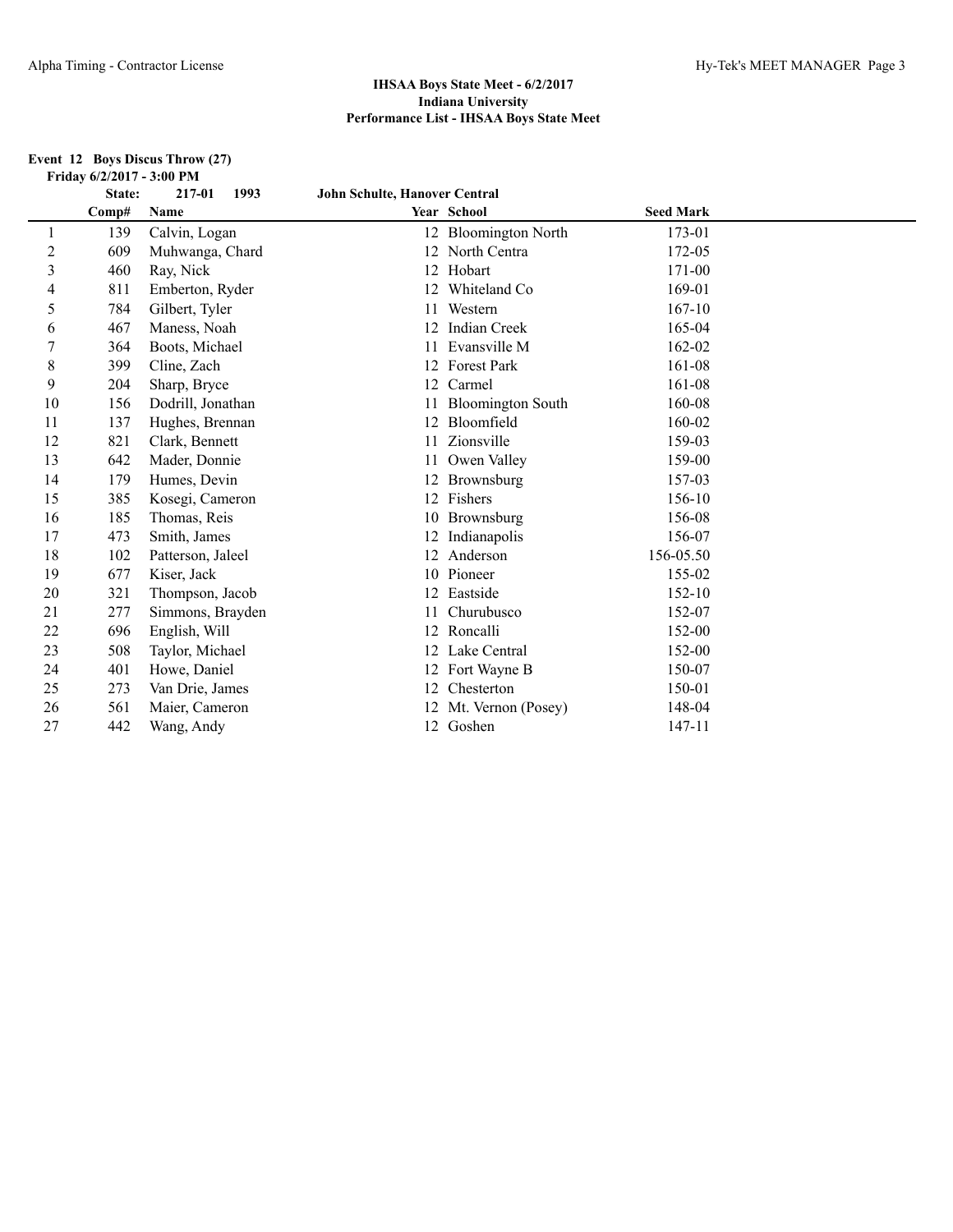## IHSAA Boys State Meet - 6/2/2017
### Indiana University
### Performance List - IHSAA Boys State Meet

**Event 12 Boys Discus Throw (27)**

**Friday 6/2/2017 - 3:00 PM**

**State: 217-01 1993 John Schulte, Hanover Central**

| | Comp# | Name | Year | School | Seed Mark |
|---|---|---|---|---|---|
| 1 | 139 | Calvin, Logan | 12 | Bloomington North | 173-01 |
| 2 | 609 | Muhwanga, Chard | 12 | North Centra | 172-05 |
| 3 | 460 | Ray, Nick | 12 | Hobart | 171-00 |
| 4 | 811 | Emberton, Ryder | 12 | Whiteland Co | 169-01 |
| 5 | 784 | Gilbert, Tyler | 11 | Western | 167-10 |
| 6 | 467 | Maness, Noah | 12 | Indian Creek | 165-04 |
| 7 | 364 | Boots, Michael | 11 | Evansville M | 162-02 |
| 8 | 399 | Cline, Zach | 12 | Forest Park | 161-08 |
| 9 | 204 | Sharp, Bryce | 12 | Carmel | 161-08 |
| 10 | 156 | Dodrill, Jonathan | 11 | Bloomington South | 160-08 |
| 11 | 137 | Hughes, Brennan | 12 | Bloomfield | 160-02 |
| 12 | 821 | Clark, Bennett | 11 | Zionsville | 159-03 |
| 13 | 642 | Mader, Donnie | 11 | Owen Valley | 159-00 |
| 14 | 179 | Humes, Devin | 12 | Brownsburg | 157-03 |
| 15 | 385 | Kosegi, Cameron | 12 | Fishers | 156-10 |
| 16 | 185 | Thomas, Reis | 10 | Brownsburg | 156-08 |
| 17 | 473 | Smith, James | 12 | Indianapolis | 156-07 |
| 18 | 102 | Patterson, Jaleel | 12 | Anderson | 156-05.50 |
| 19 | 677 | Kiser, Jack | 10 | Pioneer | 155-02 |
| 20 | 321 | Thompson, Jacob | 12 | Eastside | 152-10 |
| 21 | 277 | Simmons, Brayden | 11 | Churubusco | 152-07 |
| 22 | 696 | English, Will | 12 | Roncalli | 152-00 |
| 23 | 508 | Taylor, Michael | 12 | Lake Central | 152-00 |
| 24 | 401 | Howe, Daniel | 12 | Fort Wayne B | 150-07 |
| 25 | 273 | Van Drie, James | 12 | Chesterton | 150-01 |
| 26 | 561 | Maier, Cameron | 12 | Mt. Vernon (Posey) | 148-04 |
| 27 | 442 | Wang, Andy | 12 | Goshen | 147-11 |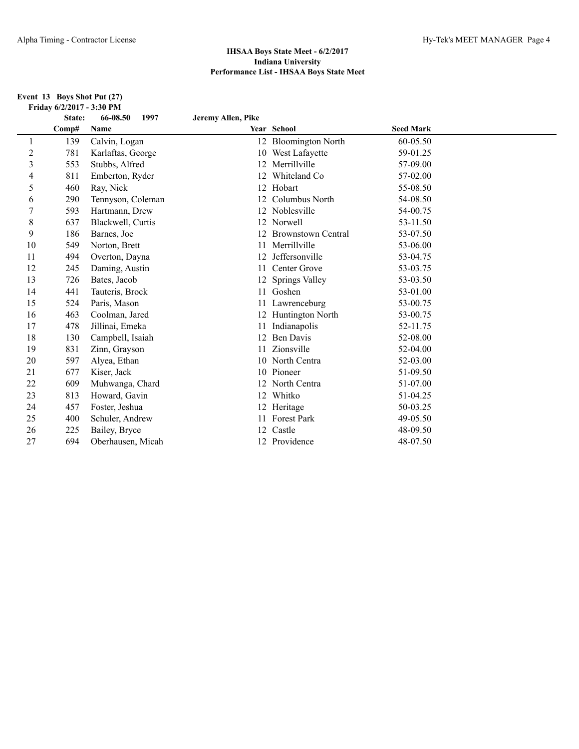**IHSAA Boys State Meet - 6/2/2017**
**Indiana University**
**Performance List - IHSAA Boys State Meet**

**Event 13 Boys Shot Put (27)**
**Friday 6/2/2017 - 3:30 PM**

**State: 66-08.50 1997 Jeremy Allen, Pike**

| | Comp# | Name | Year | School | Seed Mark |
|---|---|---|---|---|---|
| 1 | 139 | Calvin, Logan | 12 | Bloomington North | 60-05.50 |
| 2 | 781 | Karlaftas, George | 10 | West Lafayette | 59-01.25 |
| 3 | 553 | Stubbs, Alfred | 12 | Merrillville | 57-09.00 |
| 4 | 811 | Emberton, Ryder | 12 | Whiteland Co | 57-02.00 |
| 5 | 460 | Ray, Nick | 12 | Hobart | 55-08.50 |
| 6 | 290 | Tennyson, Coleman | 12 | Columbus North | 54-08.50 |
| 7 | 593 | Hartmann, Drew | 12 | Noblesville | 54-00.75 |
| 8 | 637 | Blackwell, Curtis | 12 | Norwell | 53-11.50 |
| 9 | 186 | Barnes, Joe | 12 | Brownstown Central | 53-07.50 |
| 10 | 549 | Norton, Brett | 11 | Merrillville | 53-06.00 |
| 11 | 494 | Overton, Dayna | 12 | Jeffersonville | 53-04.75 |
| 12 | 245 | Daming, Austin | 11 | Center Grove | 53-03.75 |
| 13 | 726 | Bates, Jacob | 12 | Springs Valley | 53-03.50 |
| 14 | 441 | Tauteris, Brock | 11 | Goshen | 53-01.00 |
| 15 | 524 | Paris, Mason | 11 | Lawrenceburg | 53-00.75 |
| 16 | 463 | Coolman, Jared | 12 | Huntington North | 53-00.75 |
| 17 | 478 | Jillinai, Emeka | 11 | Indianapolis | 52-11.75 |
| 18 | 130 | Campbell, Isaiah | 12 | Ben Davis | 52-08.00 |
| 19 | 831 | Zinn, Grayson | 11 | Zionsville | 52-04.00 |
| 20 | 597 | Alyea, Ethan | 10 | North Centra | 52-03.00 |
| 21 | 677 | Kiser, Jack | 10 | Pioneer | 51-09.50 |
| 22 | 609 | Muhwanga, Chard | 12 | North Centra | 51-07.00 |
| 23 | 813 | Howard, Gavin | 12 | Whitko | 51-04.25 |
| 24 | 457 | Foster, Jeshua | 12 | Heritage | 50-03.25 |
| 25 | 400 | Schuler, Andrew | 11 | Forest Park | 49-05.50 |
| 26 | 225 | Bailey, Bryce | 12 | Castle | 48-09.50 |
| 27 | 694 | Oberhausen, Micah | 12 | Providence | 48-07.50 |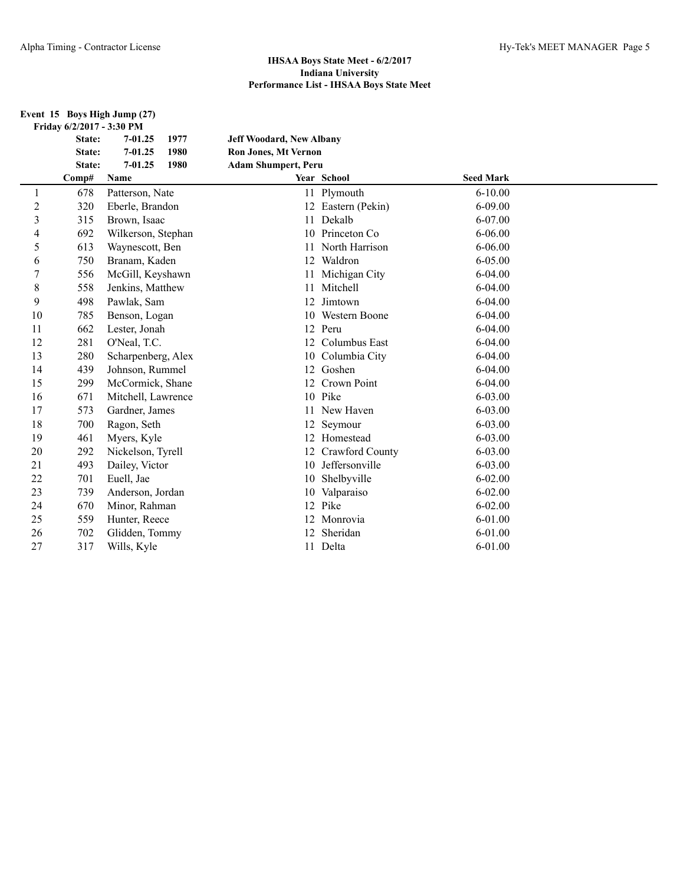## IHSAA Boys State Meet - 6/2/2017
## Indiana University
## Performance List - IHSAA Boys State Meet

**Event 15 Boys High Jump (27)**

**Friday 6/2/2017 - 3:30 PM**

| | | | |
|---|---|---|---|
| **State:** | **7-01.25** | **1977** | **Jeff Woodard, New Albany** |
| **State:** | **7-01.25** | **1980** | **Ron Jones, Mt Vernon** |
| **State:** | **7-01.25** | **1980** | **Adam Shumpert, Peru** |

| | Comp# | Name | Year | School | Seed Mark |
|---|---|---|---|---|---|
| 1 | 678 | Patterson, Nate | 11 | Plymouth | 6-10.00 |
| 2 | 320 | Eberle, Brandon | 12 | Eastern (Pekin) | 6-09.00 |
| 3 | 315 | Brown, Isaac | 11 | Dekalb | 6-07.00 |
| 4 | 692 | Wilkerson, Stephan | 10 | Princeton Co | 6-06.00 |
| 5 | 613 | Waynescott, Ben | 11 | North Harrison | 6-06.00 |
| 6 | 750 | Branam, Kaden | 12 | Waldron | 6-05.00 |
| 7 | 556 | McGill, Keyshawn | 11 | Michigan City | 6-04.00 |
| 8 | 558 | Jenkins, Matthew | 11 | Mitchell | 6-04.00 |
| 9 | 498 | Pawlak, Sam | 12 | Jimtown | 6-04.00 |
| 10 | 785 | Benson, Logan | 10 | Western Boone | 6-04.00 |
| 11 | 662 | Lester, Jonah | 12 | Peru | 6-04.00 |
| 12 | 281 | O'Neal, T.C. | 12 | Columbus East | 6-04.00 |
| 13 | 280 | Scharpenberg, Alex | 10 | Columbia City | 6-04.00 |
| 14 | 439 | Johnson, Rummel | 12 | Goshen | 6-04.00 |
| 15 | 299 | McCormick, Shane | 12 | Crown Point | 6-04.00 |
| 16 | 671 | Mitchell, Lawrence | 10 | Pike | 6-03.00 |
| 17 | 573 | Gardner, James | 11 | New Haven | 6-03.00 |
| 18 | 700 | Ragon, Seth | 12 | Seymour | 6-03.00 |
| 19 | 461 | Myers, Kyle | 12 | Homestead | 6-03.00 |
| 20 | 292 | Nickelson, Tyrell | 12 | Crawford County | 6-03.00 |
| 21 | 493 | Dailey, Victor | 10 | Jeffersonville | 6-03.00 |
| 22 | 701 | Euell, Jae | 10 | Shelbyville | 6-02.00 |
| 23 | 739 | Anderson, Jordan | 10 | Valparaiso | 6-02.00 |
| 24 | 670 | Minor, Rahman | 12 | Pike | 6-02.00 |
| 25 | 559 | Hunter, Reece | 12 | Monrovia | 6-01.00 |
| 26 | 702 | Glidden, Tommy | 12 | Sheridan | 6-01.00 |
| 27 | 317 | Wills, Kyle | 11 | Delta | 6-01.00 |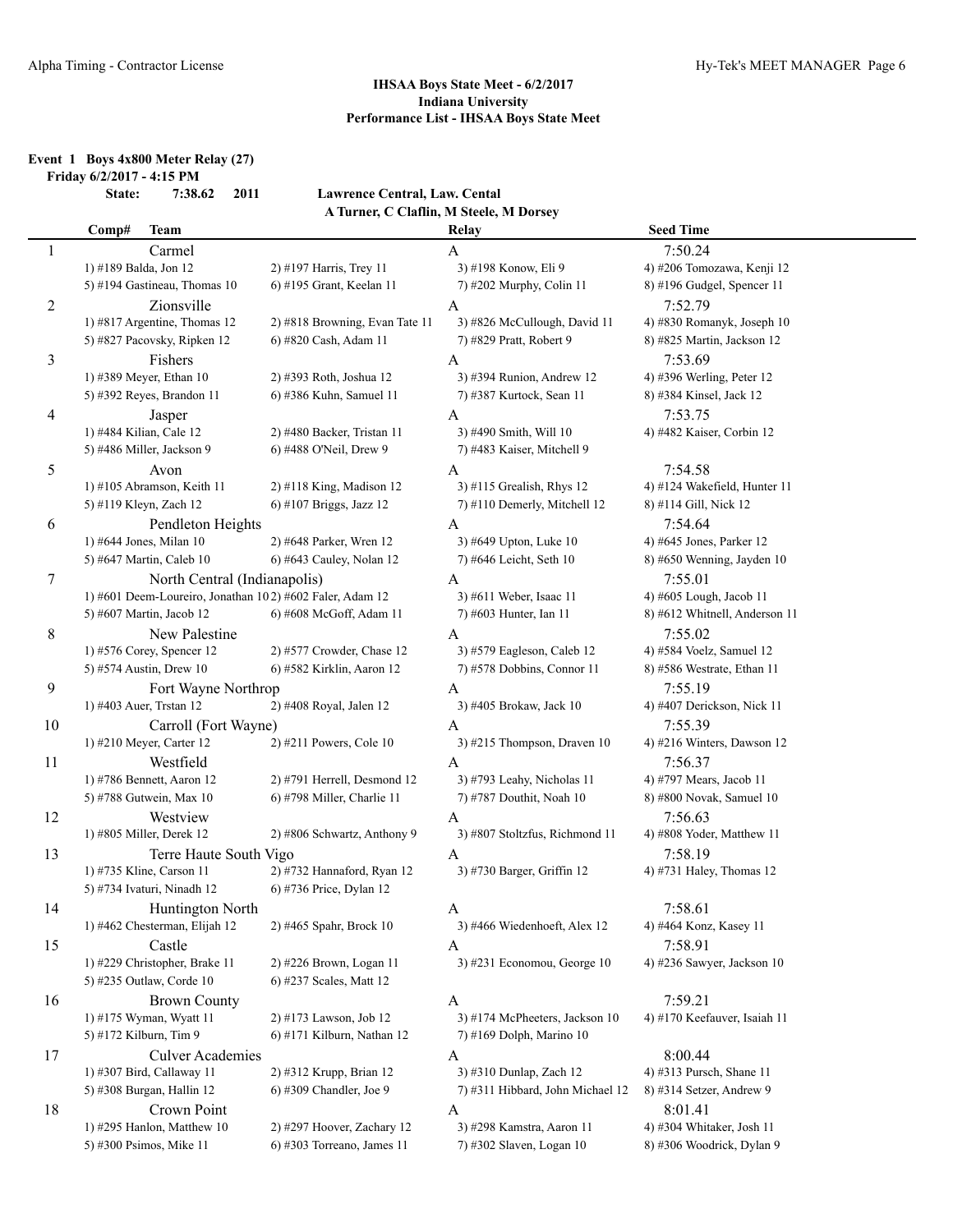## IHSAA Boys State Meet - 6/2/2017
## Indiana University
## Performance List - IHSAA Boys State Meet

### Event 1 Boys 4x800 Meter Relay (27)

**Friday 6/2/2017 - 4:15 PM**

**State: 7:38.62 2011 Lawrence Central, Law. Cental**
**A Turner, C Claflin, M Steele, M Dorsey**

| Comp# | Team | | Relay | Seed Time |
|---|---|---|---|---|
| 1 | Carmel | | A | 7:50.24 |
| | 1) #189 Balda, Jon 12 | 2) #197 Harris, Trey 11 | 3) #198 Konow, Eli 9 | 4) #206 Tomozawa, Kenji 12 |
| | 5) #194 Gastineau, Thomas 10 | 6) #195 Grant, Keelan 11 | 7) #202 Murphy, Colin 11 | 8) #196 Gudgel, Spencer 11 |
| 2 | Zionsville | | A | 7:52.79 |
| | 1) #817 Argentine, Thomas 12 | 2) #818 Browning, Evan Tate 11 | 3) #826 McCullough, David 11 | 4) #830 Romanyk, Joseph 10 |
| | 5) #827 Pacovsky, Ripken 12 | 6) #820 Cash, Adam 11 | 7) #829 Pratt, Robert 9 | 8) #825 Martin, Jackson 12 |
| 3 | Fishers | | A | 7:53.69 |
| | 1) #389 Meyer, Ethan 10 | 2) #393 Roth, Joshua 12 | 3) #394 Runion, Andrew 12 | 4) #396 Werling, Peter 12 |
| | 5) #392 Reyes, Brandon 11 | 6) #386 Kuhn, Samuel 11 | 7) #387 Kurtock, Sean 11 | 8) #384 Kinsel, Jack 12 |
| 4 | Jasper | | A | 7:53.75 |
| | 1) #484 Kilian, Cale 12 | 2) #480 Backer, Tristan 11 | 3) #490 Smith, Will 10 | 4) #482 Kaiser, Corbin 12 |
| | 5) #486 Miller, Jackson 9 | 6) #488 O'Neil, Drew 9 | 7) #483 Kaiser, Mitchell 9 | |
| 5 | Avon | | A | 7:54.58 |
| | 1) #105 Abramson, Keith 11 | 2) #118 King, Madison 12 | 3) #115 Grealish, Rhys 12 | 4) #124 Wakefield, Hunter 11 |
| | 5) #119 Kleyn, Zach 12 | 6) #107 Briggs, Jazz 12 | 7) #110 Demerly, Mitchell 12 | 8) #114 Gill, Nick 12 |
| 6 | Pendleton Heights | | A | 7:54.64 |
| | 1) #644 Jones, Milan 10 | 2) #648 Parker, Wren 12 | 3) #649 Upton, Luke 10 | 4) #645 Jones, Parker 12 |
| | 5) #647 Martin, Caleb 10 | 6) #643 Cauley, Nolan 12 | 7) #646 Leicht, Seth 10 | 8) #650 Wenning, Jayden 10 |
| 7 | North Central (Indianapolis) | | A | 7:55.01 |
| | 1) #601 Deem-Loureiro, Jonathan 10 | 2) #602 Faler, Adam 12 | 3) #611 Weber, Isaac 11 | 4) #605 Lough, Jacob 11 |
| | 5) #607 Martin, Jacob 12 | 6) #608 McGoff, Adam 11 | 7) #603 Hunter, Ian 11 | 8) #612 Whitnell, Anderson 11 |
| 8 | New Palestine | | A | 7:55.02 |
| | 1) #576 Corey, Spencer 12 | 2) #577 Crowder, Chase 12 | 3) #579 Eagleson, Caleb 12 | 4) #584 Voelz, Samuel 12 |
| | 5) #574 Austin, Drew 10 | 6) #582 Kirklin, Aaron 12 | 7) #578 Dobbins, Connor 11 | 8) #586 Westrate, Ethan 11 |
| 9 | Fort Wayne Northrop | | A | 7:55.19 |
| | 1) #403 Auer, Trstan 12 | 2) #408 Royal, Jalen 12 | 3) #405 Brokaw, Jack 10 | 4) #407 Derickson, Nick 11 |
| 10 | Carroll (Fort Wayne) | | A | 7:55.39 |
| | 1) #210 Meyer, Carter 12 | 2) #211 Powers, Cole 10 | 3) #215 Thompson, Draven 10 | 4) #216 Winters, Dawson 12 |
| 11 | Westfield | | A | 7:56.37 |
| | 1) #786 Bennett, Aaron 12 | 2) #791 Herrell, Desmond 12 | 3) #793 Leahy, Nicholas 11 | 4) #797 Mears, Jacob 11 |
| | 5) #788 Gutwein, Max 10 | 6) #798 Miller, Charlie 11 | 7) #787 Douthit, Noah 10 | 8) #800 Novak, Samuel 10 |
| 12 | Westview | | A | 7:56.63 |
| | 1) #805 Miller, Derek 12 | 2) #806 Schwartz, Anthony 9 | 3) #807 Stoltzfus, Richmond 11 | 4) #808 Yoder, Matthew 11 |
| 13 | Terre Haute South Vigo | | A | 7:58.19 |
| | 1) #735 Kline, Carson 11 | 2) #732 Hannaford, Ryan 12 | 3) #730 Barger, Griffin 12 | 4) #731 Haley, Thomas 12 |
| | 5) #734 Ivaturi, Ninadh 12 | 6) #736 Price, Dylan 12 | | |
| 14 | Huntington North | | A | 7:58.61 |
| | 1) #462 Chesterman, Elijah 12 | 2) #465 Spahr, Brock 10 | 3) #466 Wiedenhoeft, Alex 12 | 4) #464 Konz, Kasey 11 |
| 15 | Castle | | A | 7:58.91 |
| | 1) #229 Christopher, Brake 11 | 2) #226 Brown, Logan 11 | 3) #231 Economou, George 10 | 4) #236 Sawyer, Jackson 10 |
| | 5) #235 Outlaw, Corde 10 | 6) #237 Scales, Matt 12 | | |
| 16 | Brown County | | A | 7:59.21 |
| | 1) #175 Wyman, Wyatt 11 | 2) #173 Lawson, Job 12 | 3) #174 McPheeters, Jackson 10 | 4) #170 Keefauver, Isaiah 11 |
| | 5) #172 Kilburn, Tim 9 | 6) #171 Kilburn, Nathan 12 | 7) #169 Dolph, Marino 10 | |
| 17 | Culver Academies | | A | 8:00.44 |
| | 1) #307 Bird, Callaway 11 | 2) #312 Krupp, Brian 12 | 3) #310 Dunlap, Zach 12 | 4) #313 Pursch, Shane 11 |
| | 5) #308 Burgan, Hallin 12 | 6) #309 Chandler, Joe 9 | 7) #311 Hibbard, John Michael 12 | 8) #314 Setzer, Andrew 9 |
| 18 | Crown Point | | A | 8:01.41 |
| | 1) #295 Hanlon, Matthew 10 | 2) #297 Hoover, Zachary 12 | 3) #298 Kamstra, Aaron 11 | 4) #304 Whitaker, Josh 11 |
| | 5) #300 Psimos, Mike 11 | 6) #303 Torreano, James 11 | 7) #302 Slaven, Logan 10 | 8) #306 Woodrick, Dylan 9 |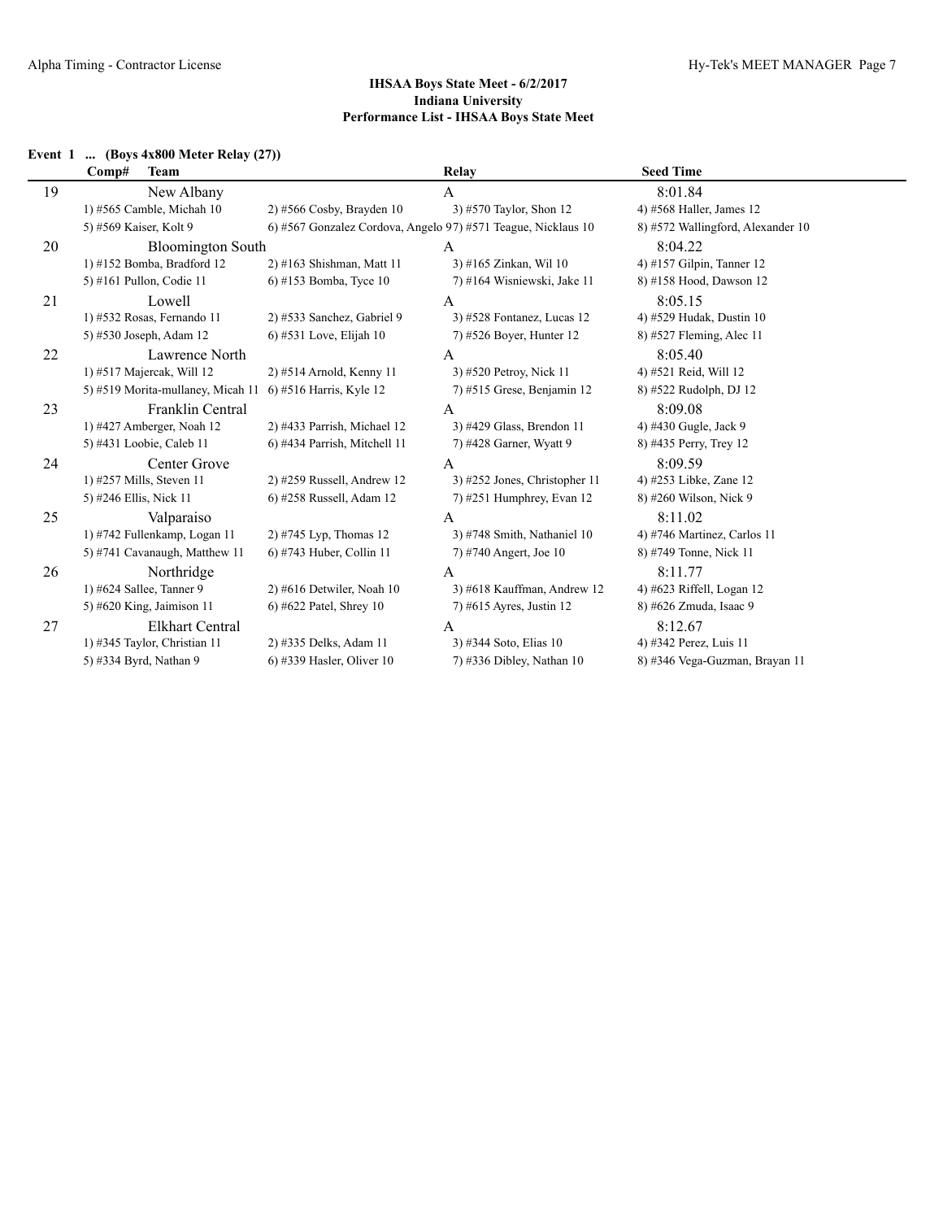## IHSAA Boys State Meet - 6/2/2017
## Indiana University
## Performance List - IHSAA Boys State Meet

### Event 1 ... (Boys 4x800 Meter Relay (27))

| Comp# | Team | Relay | Seed Time |
|---|---|---|---|
| 19 | New Albany | A | 8:01.84 |
| | 1) #565 Camble, Michah 10; 2) #566 Cosby, Brayden 10; 3) #570 Taylor, Shon 12; 4) #568 Haller, James 12; 5) #569 Kaiser, Kolt 9; 6) #567 Gonzalez Cordova, Angelo 9; 7) #571 Teague, Nicklaus 10; 8) #572 Wallingford, Alexander 10 | | |
| 20 | Bloomington South | A | 8:04.22 |
| | 1) #152 Bomba, Bradford 12; 2) #163 Shishman, Matt 11; 3) #165 Zinkan, Wil 10; 4) #157 Gilpin, Tanner 12; 5) #161 Pullon, Codie 11; 6) #153 Bomba, Tyce 10; 7) #164 Wisniewski, Jake 11; 8) #158 Hood, Dawson 12 | | |
| 21 | Lowell | A | 8:05.15 |
| | 1) #532 Rosas, Fernando 11; 2) #533 Sanchez, Gabriel 9; 3) #528 Fontanez, Lucas 12; 4) #529 Hudak, Dustin 10; 5) #530 Joseph, Adam 12; 6) #531 Love, Elijah 10; 7) #526 Boyer, Hunter 12; 8) #527 Fleming, Alec 11 | | |
| 22 | Lawrence North | A | 8:05.40 |
| | 1) #517 Majercak, Will 12; 2) #514 Arnold, Kenny 11; 3) #520 Petroy, Nick 11; 4) #521 Reid, Will 12; 5) #519 Morita-mullaney, Micah 11; 6) #516 Harris, Kyle 12; 7) #515 Grese, Benjamin 12; 8) #522 Rudolph, DJ 12 | | |
| 23 | Franklin Central | A | 8:09.08 |
| | 1) #427 Amberger, Noah 12; 2) #433 Parrish, Michael 12; 3) #429 Glass, Brendon 11; 4) #430 Gugle, Jack 9; 5) #431 Loobie, Caleb 11; 6) #434 Parrish, Mitchell 11; 7) #428 Garner, Wyatt 9; 8) #435 Perry, Trey 12 | | |
| 24 | Center Grove | A | 8:09.59 |
| | 1) #257 Mills, Steven 11; 2) #259 Russell, Andrew 12; 3) #252 Jones, Christopher 11; 4) #253 Libke, Zane 12; 5) #246 Ellis, Nick 11; 6) #258 Russell, Adam 12; 7) #251 Humphrey, Evan 12; 8) #260 Wilson, Nick 9 | | |
| 25 | Valparaiso | A | 8:11.02 |
| | 1) #742 Fullenkamp, Logan 11; 2) #745 Lyp, Thomas 12; 3) #748 Smith, Nathaniel 10; 4) #746 Martinez, Carlos 11; 5) #741 Cavanaugh, Matthew 11; 6) #743 Huber, Collin 11; 7) #740 Angert, Joe 10; 8) #749 Tonne, Nick 11 | | |
| 26 | Northridge | A | 8:11.77 |
| | 1) #624 Sallee, Tanner 9; 2) #616 Detwiler, Noah 10; 3) #618 Kauffman, Andrew 12; 4) #623 Riffell, Logan 12; 5) #620 King, Jaimison 11; 6) #622 Patel, Shrey 10; 7) #615 Ayres, Justin 12; 8) #626 Zmuda, Isaac 9 | | |
| 27 | Elkhart Central | A | 8:12.67 |
| | 1) #345 Taylor, Christian 11; 2) #335 Delks, Adam 11; 3) #344 Soto, Elias 10; 4) #342 Perez, Luis 11; 5) #334 Byrd, Nathan 9; 6) #339 Hasler, Oliver 10; 7) #336 Dibley, Nathan 10; 8) #346 Vega-Guzman, Brayan 11 | | |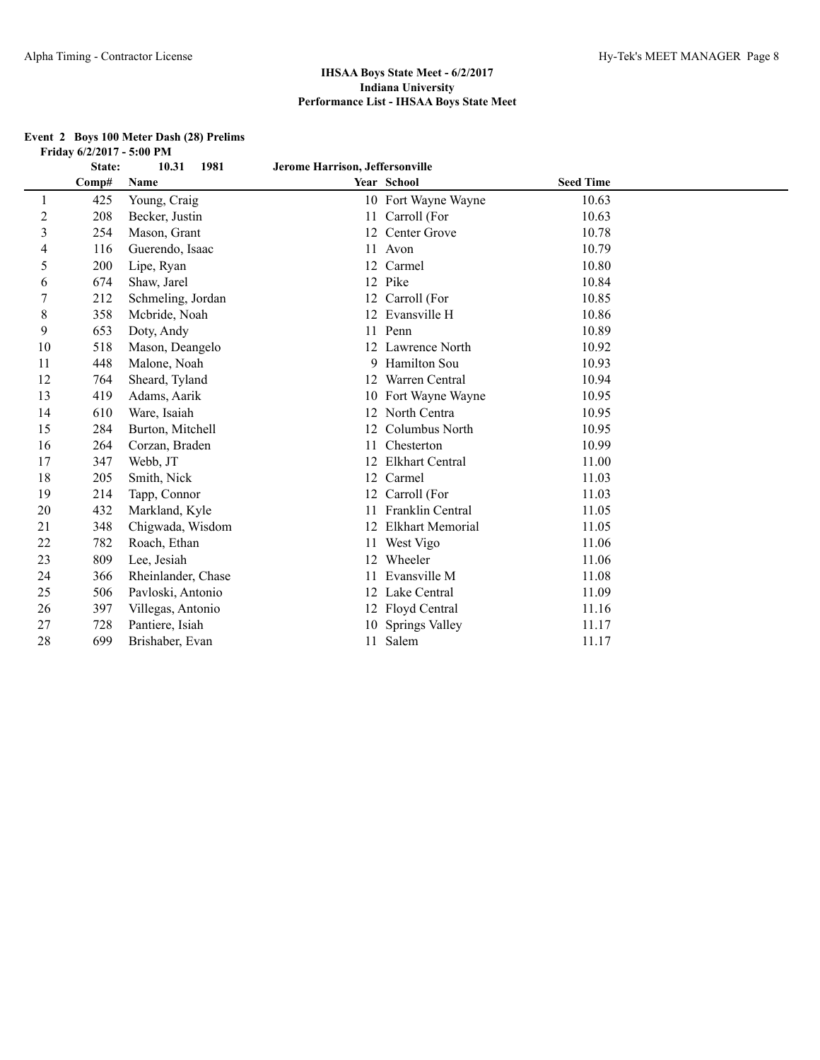## IHSAA Boys State Meet - 6/2/2017
## Indiana University
## Performance List - IHSAA Boys State Meet

### Event 2 Boys 100 Meter Dash (28) Prelims

**Friday 6/2/2017 - 5:00 PM**

**State: 10.31 1981 Jerome Harrison, Jeffersonville**

| | Comp# | Name | Year | School | Seed Time |
|---|---|---|---|---|---|
| 1 | 425 | Young, Craig | 10 | Fort Wayne Wayne | 10.63 |
| 2 | 208 | Becker, Justin | 11 | Carroll (For | 10.63 |
| 3 | 254 | Mason, Grant | 12 | Center Grove | 10.78 |
| 4 | 116 | Guerendo, Isaac | 11 | Avon | 10.79 |
| 5 | 200 | Lipe, Ryan | 12 | Carmel | 10.80 |
| 6 | 674 | Shaw, Jarel | 12 | Pike | 10.84 |
| 7 | 212 | Schmeling, Jordan | 12 | Carroll (For | 10.85 |
| 8 | 358 | Mcbride, Noah | 12 | Evansville H | 10.86 |
| 9 | 653 | Doty, Andy | 11 | Penn | 10.89 |
| 10 | 518 | Mason, Deangelo | 12 | Lawrence North | 10.92 |
| 11 | 448 | Malone, Noah | 9 | Hamilton Sou | 10.93 |
| 12 | 764 | Sheard, Tyland | 12 | Warren Central | 10.94 |
| 13 | 419 | Adams, Aarik | 10 | Fort Wayne Wayne | 10.95 |
| 14 | 610 | Ware, Isaiah | 12 | North Centra | 10.95 |
| 15 | 284 | Burton, Mitchell | 12 | Columbus North | 10.95 |
| 16 | 264 | Corzan, Braden | 11 | Chesterton | 10.99 |
| 17 | 347 | Webb, JT | 12 | Elkhart Central | 11.00 |
| 18 | 205 | Smith, Nick | 12 | Carmel | 11.03 |
| 19 | 214 | Tapp, Connor | 12 | Carroll (For | 11.03 |
| 20 | 432 | Markland, Kyle | 11 | Franklin Central | 11.05 |
| 21 | 348 | Chigwada, Wisdom | 12 | Elkhart Memorial | 11.05 |
| 22 | 782 | Roach, Ethan | 11 | West Vigo | 11.06 |
| 23 | 809 | Lee, Jesiah | 12 | Wheeler | 11.06 |
| 24 | 366 | Rheinlander, Chase | 11 | Evansville M | 11.08 |
| 25 | 506 | Pavloski, Antonio | 12 | Lake Central | 11.09 |
| 26 | 397 | Villegas, Antonio | 12 | Floyd Central | 11.16 |
| 27 | 728 | Pantiere, Isiah | 10 | Springs Valley | 11.17 |
| 28 | 699 | Brishaber, Evan | 11 | Salem | 11.17 |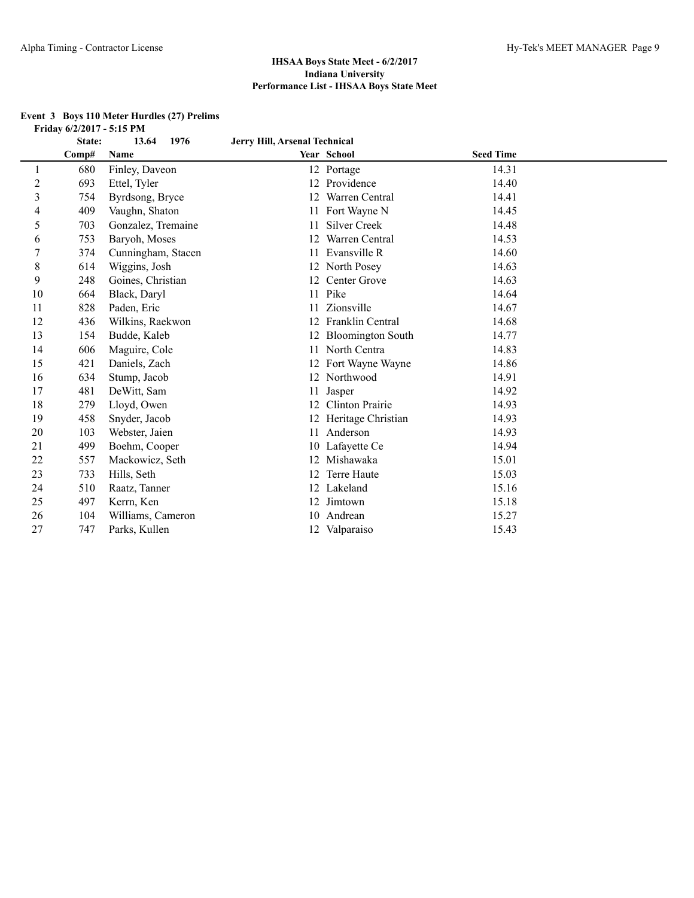**IHSAA Boys State Meet - 6/2/2017**
**Indiana University**
**Performance List - IHSAA Boys State Meet**

**Event 3 Boys 110 Meter Hurdles (27) Prelims**

**Friday 6/2/2017 - 5:15 PM**

**State: 13.64 1976 Jerry Hill, Arsenal Technical**

| | Comp# | Name | Year | School | Seed Time |
|---|---|---|---|---|---|
| 1 | 680 | Finley, Daveon | 12 | Portage | 14.31 |
| 2 | 693 | Ettel, Tyler | 12 | Providence | 14.40 |
| 3 | 754 | Byrdsong, Bryce | 12 | Warren Central | 14.41 |
| 4 | 409 | Vaughn, Shaton | 11 | Fort Wayne N | 14.45 |
| 5 | 703 | Gonzalez, Tremaine | 11 | Silver Creek | 14.48 |
| 6 | 753 | Baryoh, Moses | 12 | Warren Central | 14.53 |
| 7 | 374 | Cunningham, Stacen | 11 | Evansville R | 14.60 |
| 8 | 614 | Wiggins, Josh | 12 | North Posey | 14.63 |
| 9 | 248 | Goines, Christian | 12 | Center Grove | 14.63 |
| 10 | 664 | Black, Daryl | 11 | Pike | 14.64 |
| 11 | 828 | Paden, Eric | 11 | Zionsville | 14.67 |
| 12 | 436 | Wilkins, Raekwon | 12 | Franklin Central | 14.68 |
| 13 | 154 | Budde, Kaleb | 12 | Bloomington South | 14.77 |
| 14 | 606 | Maguire, Cole | 11 | North Centra | 14.83 |
| 15 | 421 | Daniels, Zach | 12 | Fort Wayne Wayne | 14.86 |
| 16 | 634 | Stump, Jacob | 12 | Northwood | 14.91 |
| 17 | 481 | DeWitt, Sam | 11 | Jasper | 14.92 |
| 18 | 279 | Lloyd, Owen | 12 | Clinton Prairie | 14.93 |
| 19 | 458 | Snyder, Jacob | 12 | Heritage Christian | 14.93 |
| 20 | 103 | Webster, Jaien | 11 | Anderson | 14.93 |
| 21 | 499 | Boehm, Cooper | 10 | Lafayette Ce | 14.94 |
| 22 | 557 | Mackowicz, Seth | 12 | Mishawaka | 15.01 |
| 23 | 733 | Hills, Seth | 12 | Terre Haute | 15.03 |
| 24 | 510 | Raatz, Tanner | 12 | Lakeland | 15.16 |
| 25 | 497 | Kerrn, Ken | 12 | Jimtown | 15.18 |
| 26 | 104 | Williams, Cameron | 10 | Andrean | 15.27 |
| 27 | 747 | Parks, Kullen | 12 | Valparaiso | 15.43 |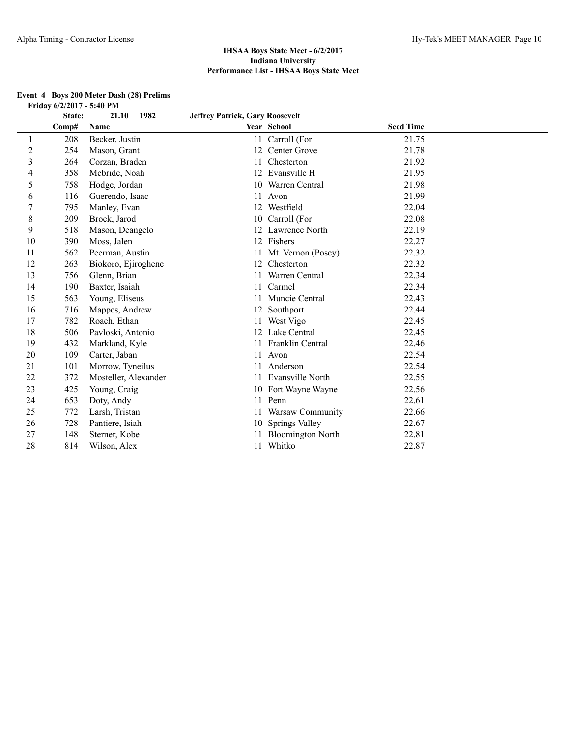## IHSAA Boys State Meet - 6/2/2017
## Indiana University
## Performance List - IHSAA Boys State Meet

**Event 4 Boys 200 Meter Dash (28) Prelims**

**Friday 6/2/2017 - 5:40 PM**

**State: 21.10 1982 Jeffrey Patrick, Gary Roosevelt**

| | Comp# | Name | Year | School | Seed Time |
|---|---|---|---|---|---|
| 1 | 208 | Becker, Justin | 11 | Carroll (For | 21.75 |
| 2 | 254 | Mason, Grant | 12 | Center Grove | 21.78 |
| 3 | 264 | Corzan, Braden | 11 | Chesterton | 21.92 |
| 4 | 358 | Mcbride, Noah | 12 | Evansville H | 21.95 |
| 5 | 758 | Hodge, Jordan | 10 | Warren Central | 21.98 |
| 6 | 116 | Guerendo, Isaac | 11 | Avon | 21.99 |
| 7 | 795 | Manley, Evan | 12 | Westfield | 22.04 |
| 8 | 209 | Brock, Jarod | 10 | Carroll (For | 22.08 |
| 9 | 518 | Mason, Deangelo | 12 | Lawrence North | 22.19 |
| 10 | 390 | Moss, Jalen | 12 | Fishers | 22.27 |
| 11 | 562 | Peerman, Austin | 11 | Mt. Vernon (Posey) | 22.32 |
| 12 | 263 | Biokoro, Ejiroghene | 12 | Chesterton | 22.32 |
| 13 | 756 | Glenn, Brian | 11 | Warren Central | 22.34 |
| 14 | 190 | Baxter, Isaiah | 11 | Carmel | 22.34 |
| 15 | 563 | Young, Eliseus | 11 | Muncie Central | 22.43 |
| 16 | 716 | Mappes, Andrew | 12 | Southport | 22.44 |
| 17 | 782 | Roach, Ethan | 11 | West Vigo | 22.45 |
| 18 | 506 | Pavloski, Antonio | 12 | Lake Central | 22.45 |
| 19 | 432 | Markland, Kyle | 11 | Franklin Central | 22.46 |
| 20 | 109 | Carter, Jaban | 11 | Avon | 22.54 |
| 21 | 101 | Morrow, Tyneilus | 11 | Anderson | 22.54 |
| 22 | 372 | Mosteller, Alexander | 11 | Evansville North | 22.55 |
| 23 | 425 | Young, Craig | 10 | Fort Wayne Wayne | 22.56 |
| 24 | 653 | Doty, Andy | 11 | Penn | 22.61 |
| 25 | 772 | Larsh, Tristan | 11 | Warsaw Community | 22.66 |
| 26 | 728 | Pantiere, Isiah | 10 | Springs Valley | 22.67 |
| 27 | 148 | Sterner, Kobe | 11 | Bloomington North | 22.81 |
| 28 | 814 | Wilson, Alex | 11 | Whitko | 22.87 |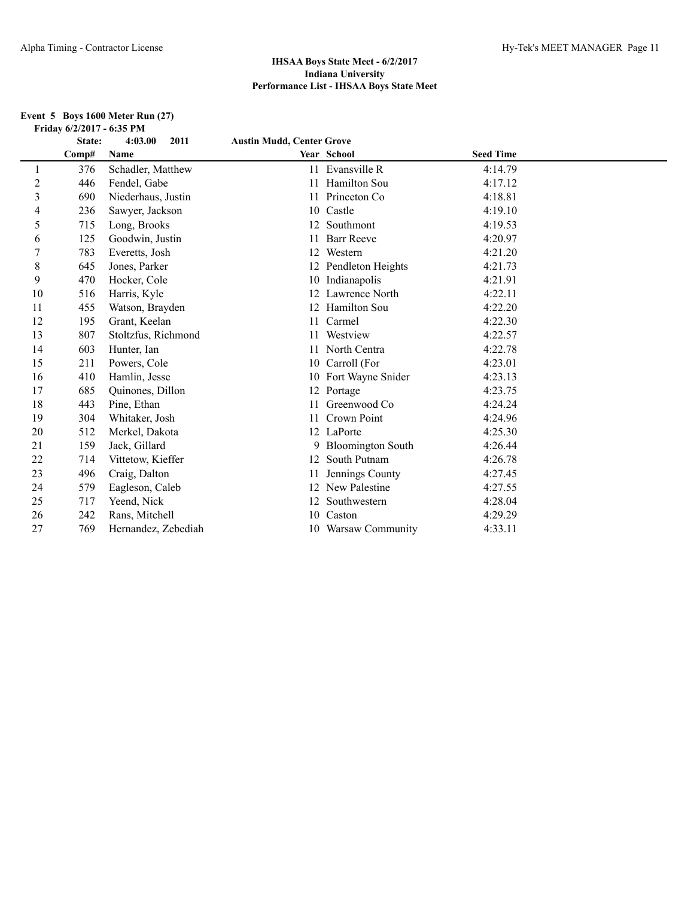## IHSAA Boys State Meet - 6/2/2017
## Indiana University
## Performance List - IHSAA Boys State Meet

**Event 5 Boys 1600 Meter Run (27)**

**Friday 6/2/2017 - 6:35 PM**

**State: 4:03.00 2011 Austin Mudd, Center Grove**

| | Comp# | Name | Year | School | Seed Time |
|---|---|---|---|---|---|
| 1 | 376 | Schadler, Matthew | 11 | Evansville R | 4:14.79 |
| 2 | 446 | Fendel, Gabe | 11 | Hamilton Sou | 4:17.12 |
| 3 | 690 | Niederhaus, Justin | 11 | Princeton Co | 4:18.81 |
| 4 | 236 | Sawyer, Jackson | 10 | Castle | 4:19.10 |
| 5 | 715 | Long, Brooks | 12 | Southmont | 4:19.53 |
| 6 | 125 | Goodwin, Justin | 11 | Barr Reeve | 4:20.97 |
| 7 | 783 | Everetts, Josh | 12 | Western | 4:21.20 |
| 8 | 645 | Jones, Parker | 12 | Pendleton Heights | 4:21.73 |
| 9 | 470 | Hocker, Cole | 10 | Indianapolis | 4:21.91 |
| 10 | 516 | Harris, Kyle | 12 | Lawrence North | 4:22.11 |
| 11 | 455 | Watson, Brayden | 12 | Hamilton Sou | 4:22.20 |
| 12 | 195 | Grant, Keelan | 11 | Carmel | 4:22.30 |
| 13 | 807 | Stoltzfus, Richmond | 11 | Westview | 4:22.57 |
| 14 | 603 | Hunter, Ian | 11 | North Centra | 4:22.78 |
| 15 | 211 | Powers, Cole | 10 | Carroll (For | 4:23.01 |
| 16 | 410 | Hamlin, Jesse | 10 | Fort Wayne Snider | 4:23.13 |
| 17 | 685 | Quinones, Dillon | 12 | Portage | 4:23.75 |
| 18 | 443 | Pine, Ethan | 11 | Greenwood Co | 4:24.24 |
| 19 | 304 | Whitaker, Josh | 11 | Crown Point | 4:24.96 |
| 20 | 512 | Merkel, Dakota | 12 | LaPorte | 4:25.30 |
| 21 | 159 | Jack, Gillard | 9 | Bloomington South | 4:26.44 |
| 22 | 714 | Vittetow, Kieffer | 12 | South Putnam | 4:26.78 |
| 23 | 496 | Craig, Dalton | 11 | Jennings County | 4:27.45 |
| 24 | 579 | Eagleson, Caleb | 12 | New Palestine | 4:27.55 |
| 25 | 717 | Yeend, Nick | 12 | Southwestern | 4:28.04 |
| 26 | 242 | Rans, Mitchell | 10 | Caston | 4:29.29 |
| 27 | 769 | Hernandez, Zebediah | 10 | Warsaw Community | 4:33.11 |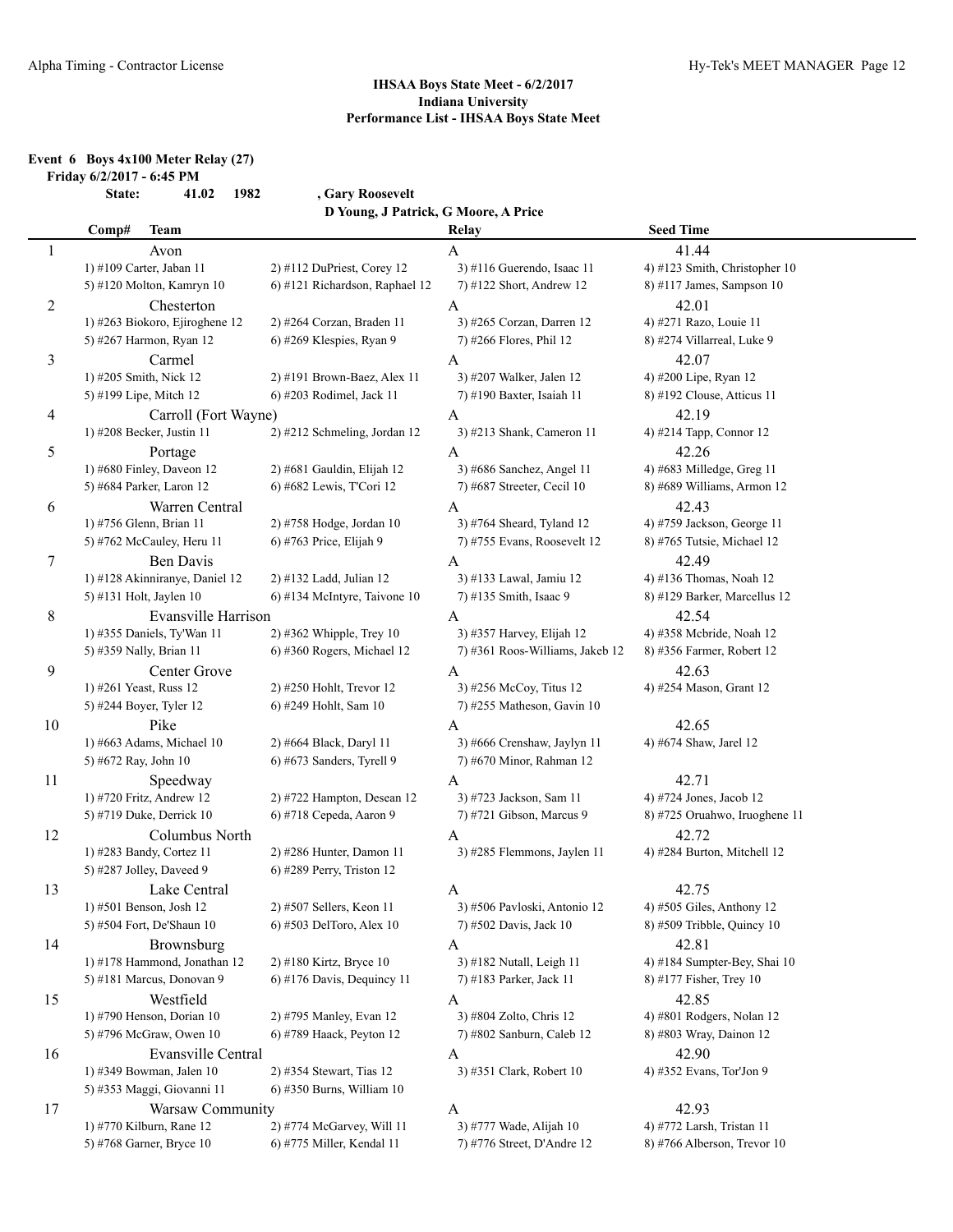## IHSAA Boys State Meet - 6/2/2017
### Indiana University
### Performance List - IHSAA Boys State Meet

**Event 6 Boys 4x100 Meter Relay (27)**

**Friday 6/2/2017 - 6:45 PM**

**State: 41.02 1982 , Gary Roosevelt**
**D Young, J Patrick, G Moore, A Price**

| Comp# | Team | | Relay | Seed Time |
|---|---|---|---|---|
| 1 | Avon | | A | 41.44 |
| | 1) #109 Carter, Jaban 11 | 2) #112 DuPriest, Corey 12 | 3) #116 Guerendo, Isaac 11 | 4) #123 Smith, Christopher 10 |
| | 5) #120 Molton, Kamryn 10 | 6) #121 Richardson, Raphael 12 | 7) #122 Short, Andrew 12 | 8) #117 James, Sampson 10 |
| 2 | Chesterton | | A | 42.01 |
| | 1) #263 Biokoro, Ejiroghene 12 | 2) #264 Corzan, Braden 11 | 3) #265 Corzan, Darren 12 | 4) #271 Razo, Louie 11 |
| | 5) #267 Harmon, Ryan 12 | 6) #269 Klespies, Ryan 9 | 7) #266 Flores, Phil 12 | 8) #274 Villarreal, Luke 9 |
| 3 | Carmel | | A | 42.07 |
| | 1) #205 Smith, Nick 12 | 2) #191 Brown-Baez, Alex 11 | 3) #207 Walker, Jalen 12 | 4) #200 Lipe, Ryan 12 |
| | 5) #199 Lipe, Mitch 12 | 6) #203 Rodimel, Jack 11 | 7) #190 Baxter, Isaiah 11 | 8) #192 Clouse, Atticus 11 |
| 4 | Carroll (Fort Wayne) | | A | 42.19 |
| | 1) #208 Becker, Justin 11 | 2) #212 Schmeling, Jordan 12 | 3) #213 Shank, Cameron 11 | 4) #214 Tapp, Connor 12 |
| 5 | Portage | | A | 42.26 |
| | 1) #680 Finley, Daveon 12 | 2) #681 Gauldin, Elijah 12 | 3) #686 Sanchez, Angel 11 | 4) #683 Milledge, Greg 11 |
| | 5) #684 Parker, Laron 12 | 6) #682 Lewis, T'Cori 12 | 7) #687 Streeter, Cecil 10 | 8) #689 Williams, Armon 12 |
| 6 | Warren Central | | A | 42.43 |
| | 1) #756 Glenn, Brian 11 | 2) #758 Hodge, Jordan 10 | 3) #764 Sheard, Tyland 12 | 4) #759 Jackson, George 11 |
| | 5) #762 McCauley, Heru 11 | 6) #763 Price, Elijah 9 | 7) #755 Evans, Roosevelt 12 | 8) #765 Tutsie, Michael 12 |
| 7 | Ben Davis | | A | 42.49 |
| | 1) #128 Akinniranye, Daniel 12 | 2) #132 Ladd, Julian 12 | 3) #133 Lawal, Jamiu 12 | 4) #136 Thomas, Noah 12 |
| | 5) #131 Holt, Jaylen 10 | 6) #134 McIntyre, Taivone 10 | 7) #135 Smith, Isaac 9 | 8) #129 Barker, Marcellus 12 |
| 8 | Evansville Harrison | | A | 42.54 |
| | 1) #355 Daniels, Ty'Wan 11 | 2) #362 Whipple, Trey 10 | 3) #357 Harvey, Elijah 12 | 4) #358 Mcbride, Noah 12 |
| | 5) #359 Nally, Brian 11 | 6) #360 Rogers, Michael 12 | 7) #361 Roos-Williams, Jakeb 12 | 8) #356 Farmer, Robert 12 |
| 9 | Center Grove | | A | 42.63 |
| | 1) #261 Yeast, Russ 12 | 2) #250 Hohlt, Trevor 12 | 3) #256 McCoy, Titus 12 | 4) #254 Mason, Grant 12 |
| | 5) #244 Boyer, Tyler 12 | 6) #249 Hohlt, Sam 10 | 7) #255 Matheson, Gavin 10 | |
| 10 | Pike | | A | 42.65 |
| | 1) #663 Adams, Michael 10 | 2) #664 Black, Daryl 11 | 3) #666 Crenshaw, Jaylyn 11 | 4) #674 Shaw, Jarel 12 |
| | 5) #672 Ray, John 10 | 6) #673 Sanders, Tyrell 9 | 7) #670 Minor, Rahman 12 | |
| 11 | Speedway | | A | 42.71 |
| | 1) #720 Fritz, Andrew 12 | 2) #722 Hampton, Desean 12 | 3) #723 Jackson, Sam 11 | 4) #724 Jones, Jacob 12 |
| | 5) #719 Duke, Derrick 10 | 6) #718 Cepeda, Aaron 9 | 7) #721 Gibson, Marcus 9 | 8) #725 Oruahwo, Iruoghene 11 |
| 12 | Columbus North | | A | 42.72 |
| | 1) #283 Bandy, Cortez 11 | 2) #286 Hunter, Damon 11 | 3) #285 Flemmons, Jaylen 11 | 4) #284 Burton, Mitchell 12 |
| | 5) #287 Jolley, Daveed 9 | 6) #289 Perry, Triston 12 | | |
| 13 | Lake Central | | A | 42.75 |
| | 1) #501 Benson, Josh 12 | 2) #507 Sellers, Keon 11 | 3) #506 Pavloski, Antonio 12 | 4) #505 Giles, Anthony 12 |
| | 5) #504 Fort, De'Shaun 10 | 6) #503 DelToro, Alex 10 | 7) #502 Davis, Jack 10 | 8) #509 Tribble, Quincy 10 |
| 14 | Brownsburg | | A | 42.81 |
| | 1) #178 Hammond, Jonathan 12 | 2) #180 Kirtz, Bryce 10 | 3) #182 Nutall, Leigh 11 | 4) #184 Sumpter-Bey, Shai 10 |
| | 5) #181 Marcus, Donovan 9 | 6) #176 Davis, Dequincy 11 | 7) #183 Parker, Jack 11 | 8) #177 Fisher, Trey 10 |
| 15 | Westfield | | A | 42.85 |
| | 1) #790 Henson, Dorian 10 | 2) #795 Manley, Evan 12 | 3) #804 Zolto, Chris 12 | 4) #801 Rodgers, Nolan 12 |
| | 5) #796 McGraw, Owen 10 | 6) #789 Haack, Peyton 12 | 7) #802 Sanburn, Caleb 12 | 8) #803 Wray, Dainon 12 |
| 16 | Evansville Central | | A | 42.90 |
| | 1) #349 Bowman, Jalen 10 | 2) #354 Stewart, Tias 12 | 3) #351 Clark, Robert 10 | 4) #352 Evans, Tor'Jon 9 |
| | 5) #353 Maggi, Giovanni 11 | 6) #350 Burns, William 10 | | |
| 17 | Warsaw Community | | A | 42.93 |
| | 1) #770 Kilburn, Rane 12 | 2) #774 McGarvey, Will 11 | 3) #777 Wade, Alijah 10 | 4) #772 Larsh, Tristan 11 |
| | 5) #768 Garner, Bryce 10 | 6) #775 Miller, Kendal 11 | 7) #776 Street, D'Andre 12 | 8) #766 Alberson, Trevor 10 |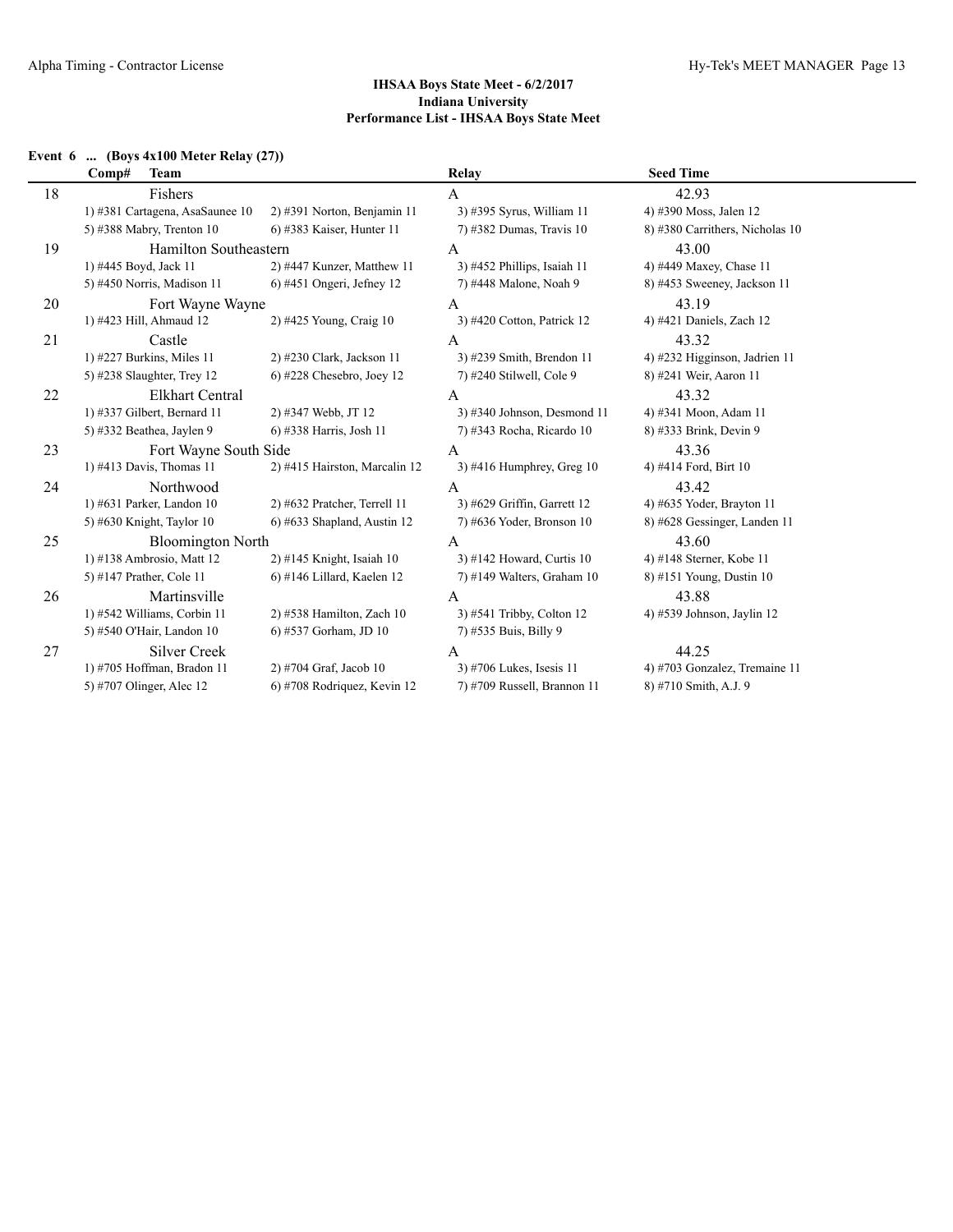### IHSAA Boys State Meet - 6/2/2017
### Indiana University
### Performance List - IHSAA Boys State Meet

**Event 6 ... (Boys 4x100 Meter Relay (27))**

| Comp# | Team | | Relay | Seed Time |
|---|---|---|---|---|
| 18 | Fishers | | A | 42.93 |
| | 1) #381 Cartagena, AsaSaunee 10 | 2) #391 Norton, Benjamin 11 | 3) #395 Syrus, William 11 | 4) #390 Moss, Jalen 12 |
| | 5) #388 Mabry, Trenton 10 | 6) #383 Kaiser, Hunter 11 | 7) #382 Dumas, Travis 10 | 8) #380 Carrithers, Nicholas 10 |
| 19 | Hamilton Southeastern | | A | 43.00 |
| | 1) #445 Boyd, Jack 11 | 2) #447 Kunzer, Matthew 11 | 3) #452 Phillips, Isaiah 11 | 4) #449 Maxey, Chase 11 |
| | 5) #450 Norris, Madison 11 | 6) #451 Ongeri, Jefney 12 | 7) #448 Malone, Noah 9 | 8) #453 Sweeney, Jackson 11 |
| 20 | Fort Wayne Wayne | | A | 43.19 |
| | 1) #423 Hill, Ahmaud 12 | 2) #425 Young, Craig 10 | 3) #420 Cotton, Patrick 12 | 4) #421 Daniels, Zach 12 |
| 21 | Castle | | A | 43.32 |
| | 1) #227 Burkins, Miles 11 | 2) #230 Clark, Jackson 11 | 3) #239 Smith, Brendon 11 | 4) #232 Higginson, Jadrien 11 |
| | 5) #238 Slaughter, Trey 12 | 6) #228 Chesebro, Joey 12 | 7) #240 Stilwell, Cole 9 | 8) #241 Weir, Aaron 11 |
| 22 | Elkhart Central | | A | 43.32 |
| | 1) #337 Gilbert, Bernard 11 | 2) #347 Webb, JT 12 | 3) #340 Johnson, Desmond 11 | 4) #341 Moon, Adam 11 |
| | 5) #332 Beathea, Jaylen 9 | 6) #338 Harris, Josh 11 | 7) #343 Rocha, Ricardo 10 | 8) #333 Brink, Devin 9 |
| 23 | Fort Wayne South Side | | A | 43.36 |
| | 1) #413 Davis, Thomas 11 | 2) #415 Hairston, Marcalin 12 | 3) #416 Humphrey, Greg 10 | 4) #414 Ford, Birt 10 |
| 24 | Northwood | | A | 43.42 |
| | 1) #631 Parker, Landon 10 | 2) #632 Pratcher, Terrell 11 | 3) #629 Griffin, Garrett 12 | 4) #635 Yoder, Brayton 11 |
| | 5) #630 Knight, Taylor 10 | 6) #633 Shapland, Austin 12 | 7) #636 Yoder, Bronson 10 | 8) #628 Gessinger, Landen 11 |
| 25 | Bloomington North | | A | 43.60 |
| | 1) #138 Ambrosio, Matt 12 | 2) #145 Knight, Isaiah 10 | 3) #142 Howard, Curtis 10 | 4) #148 Sterner, Kobe 11 |
| | 5) #147 Prather, Cole 11 | 6) #146 Lillard, Kaelen 12 | 7) #149 Walters, Graham 10 | 8) #151 Young, Dustin 10 |
| 26 | Martinsville | | A | 43.88 |
| | 1) #542 Williams, Corbin 11 | 2) #538 Hamilton, Zach 10 | 3) #541 Tribby, Colton 12 | 4) #539 Johnson, Jaylin 12 |
| | 5) #540 O'Hair, Landon 10 | 6) #537 Gorham, JD 10 | 7) #535 Buis, Billy 9 | |
| 27 | Silver Creek | | A | 44.25 |
| | 1) #705 Hoffman, Bradon 11 | 2) #704 Graf, Jacob 10 | 3) #706 Lukes, Isesis 11 | 4) #703 Gonzalez, Tremaine 11 |
| | 5) #707 Olinger, Alec 12 | 6) #708 Rodriquez, Kevin 12 | 7) #709 Russell, Brannon 11 | 8) #710 Smith, A.J. 9 |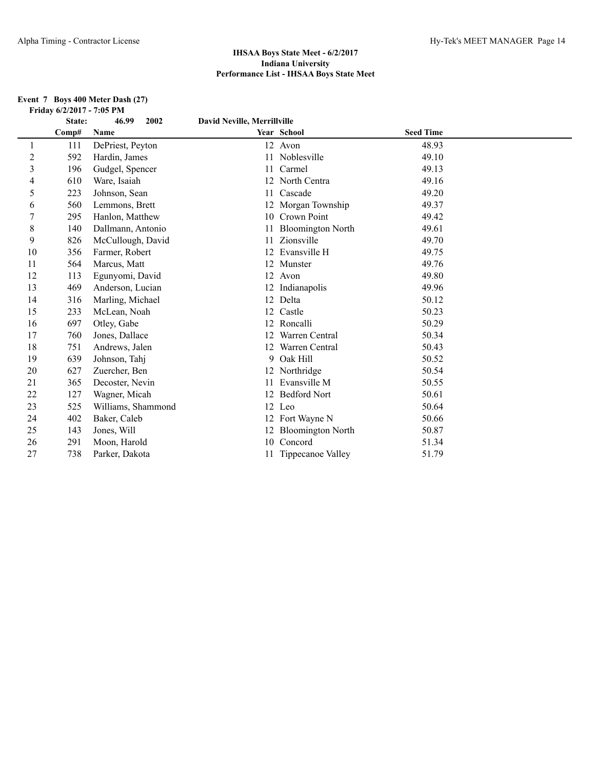## IHSAA Boys State Meet - 6/2/2017
## Indiana University
## Performance List - IHSAA Boys State Meet

**Event 7 Boys 400 Meter Dash (27)**

**Friday 6/2/2017 - 7:05 PM**

**State: 46.99 2002 David Neville, Merrillville**

| | Comp# | Name | Year | School | Seed Time |
|---|---|---|---|---|---|
| 1 | 111 | DePriest, Peyton | 12 | Avon | 48.93 |
| 2 | 592 | Hardin, James | 11 | Noblesville | 49.10 |
| 3 | 196 | Gudgel, Spencer | 11 | Carmel | 49.13 |
| 4 | 610 | Ware, Isaiah | 12 | North Centra | 49.16 |
| 5 | 223 | Johnson, Sean | 11 | Cascade | 49.20 |
| 6 | 560 | Lemmons, Brett | 12 | Morgan Township | 49.37 |
| 7 | 295 | Hanlon, Matthew | 10 | Crown Point | 49.42 |
| 8 | 140 | Dallmann, Antonio | 11 | Bloomington North | 49.61 |
| 9 | 826 | McCullough, David | 11 | Zionsville | 49.70 |
| 10 | 356 | Farmer, Robert | 12 | Evansville H | 49.75 |
| 11 | 564 | Marcus, Matt | 12 | Munster | 49.76 |
| 12 | 113 | Egunyomi, David | 12 | Avon | 49.80 |
| 13 | 469 | Anderson, Lucian | 12 | Indianapolis | 49.96 |
| 14 | 316 | Marling, Michael | 12 | Delta | 50.12 |
| 15 | 233 | McLean, Noah | 12 | Castle | 50.23 |
| 16 | 697 | Otley, Gabe | 12 | Roncalli | 50.29 |
| 17 | 760 | Jones, Dallace | 12 | Warren Central | 50.34 |
| 18 | 751 | Andrews, Jalen | 12 | Warren Central | 50.43 |
| 19 | 639 | Johnson, Tahj | 9 | Oak Hill | 50.52 |
| 20 | 627 | Zuercher, Ben | 12 | Northridge | 50.54 |
| 21 | 365 | Decoster, Nevin | 11 | Evansville M | 50.55 |
| 22 | 127 | Wagner, Micah | 12 | Bedford Nort | 50.61 |
| 23 | 525 | Williams, Shammond | 12 | Leo | 50.64 |
| 24 | 402 | Baker, Caleb | 12 | Fort Wayne N | 50.66 |
| 25 | 143 | Jones, Will | 12 | Bloomington North | 50.87 |
| 26 | 291 | Moon, Harold | 10 | Concord | 51.34 |
| 27 | 738 | Parker, Dakota | 11 | Tippecanoe Valley | 51.79 |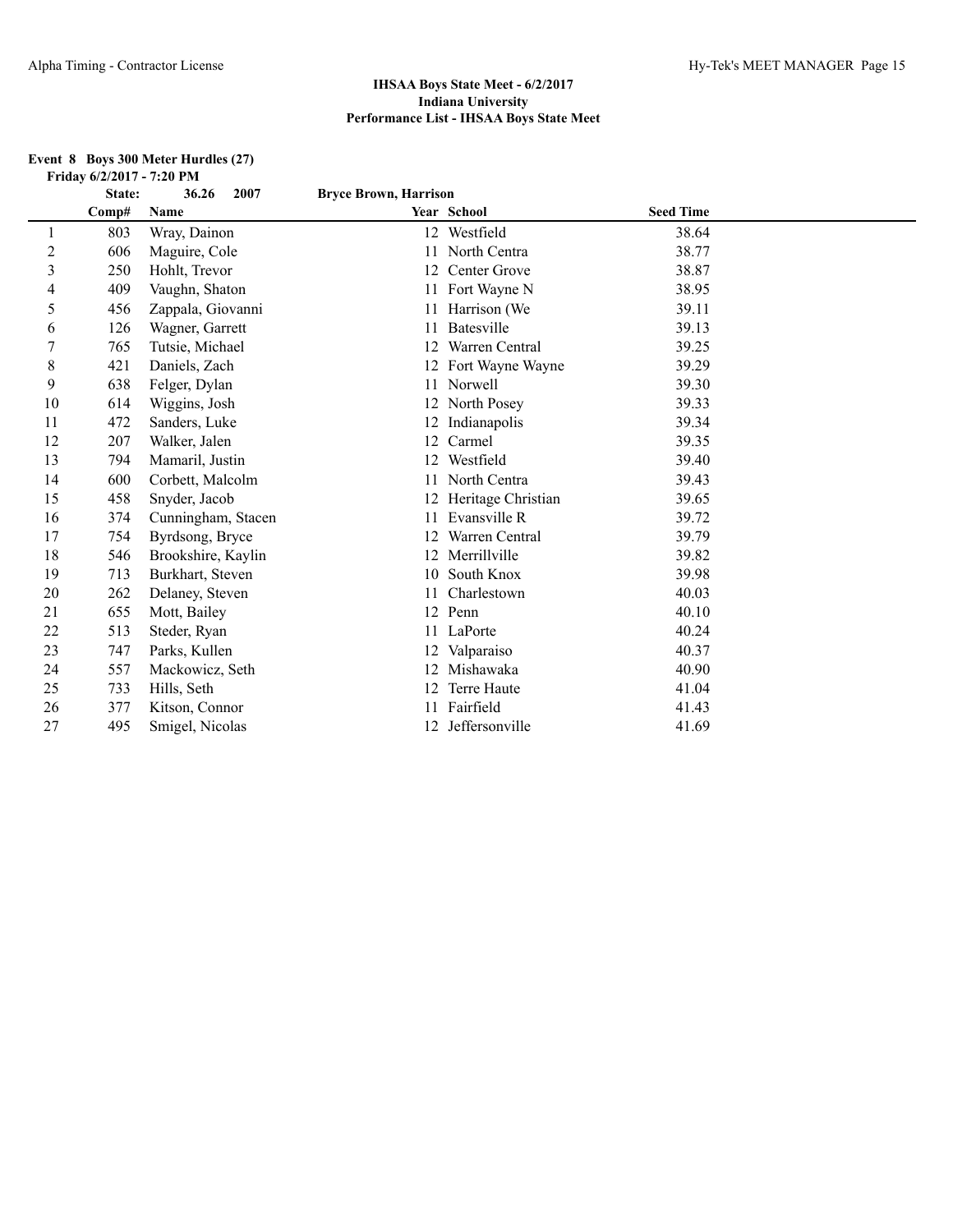## IHSAA Boys State Meet - 6/2/2017
## Indiana University
## Performance List - IHSAA Boys State Meet

**Event 8 Boys 300 Meter Hurdles (27)**
**Friday 6/2/2017 - 7:20 PM**

**State: 36.26 2007 Bryce Brown, Harrison**

| | Comp# | Name | Year | School | Seed Time |
|---|---|---|---|---|---|
| 1 | 803 | Wray, Dainon | 12 | Westfield | 38.64 |
| 2 | 606 | Maguire, Cole | 11 | North Centra | 38.77 |
| 3 | 250 | Hohlt, Trevor | 12 | Center Grove | 38.87 |
| 4 | 409 | Vaughn, Shaton | 11 | Fort Wayne N | 38.95 |
| 5 | 456 | Zappala, Giovanni | 11 | Harrison (We | 39.11 |
| 6 | 126 | Wagner, Garrett | 11 | Batesville | 39.13 |
| 7 | 765 | Tutsie, Michael | 12 | Warren Central | 39.25 |
| 8 | 421 | Daniels, Zach | 12 | Fort Wayne Wayne | 39.29 |
| 9 | 638 | Felger, Dylan | 11 | Norwell | 39.30 |
| 10 | 614 | Wiggins, Josh | 12 | North Posey | 39.33 |
| 11 | 472 | Sanders, Luke | 12 | Indianapolis | 39.34 |
| 12 | 207 | Walker, Jalen | 12 | Carmel | 39.35 |
| 13 | 794 | Mamaril, Justin | 12 | Westfield | 39.40 |
| 14 | 600 | Corbett, Malcolm | 11 | North Centra | 39.43 |
| 15 | 458 | Snyder, Jacob | 12 | Heritage Christian | 39.65 |
| 16 | 374 | Cunningham, Stacen | 11 | Evansville R | 39.72 |
| 17 | 754 | Byrdsong, Bryce | 12 | Warren Central | 39.79 |
| 18 | 546 | Brookshire, Kaylin | 12 | Merrillville | 39.82 |
| 19 | 713 | Burkhart, Steven | 10 | South Knox | 39.98 |
| 20 | 262 | Delaney, Steven | 11 | Charlestown | 40.03 |
| 21 | 655 | Mott, Bailey | 12 | Penn | 40.10 |
| 22 | 513 | Steder, Ryan | 11 | LaPorte | 40.24 |
| 23 | 747 | Parks, Kullen | 12 | Valparaiso | 40.37 |
| 24 | 557 | Mackowicz, Seth | 12 | Mishawaka | 40.90 |
| 25 | 733 | Hills, Seth | 12 | Terre Haute | 41.04 |
| 26 | 377 | Kitson, Connor | 11 | Fairfield | 41.43 |
| 27 | 495 | Smigel, Nicolas | 12 | Jeffersonville | 41.69 |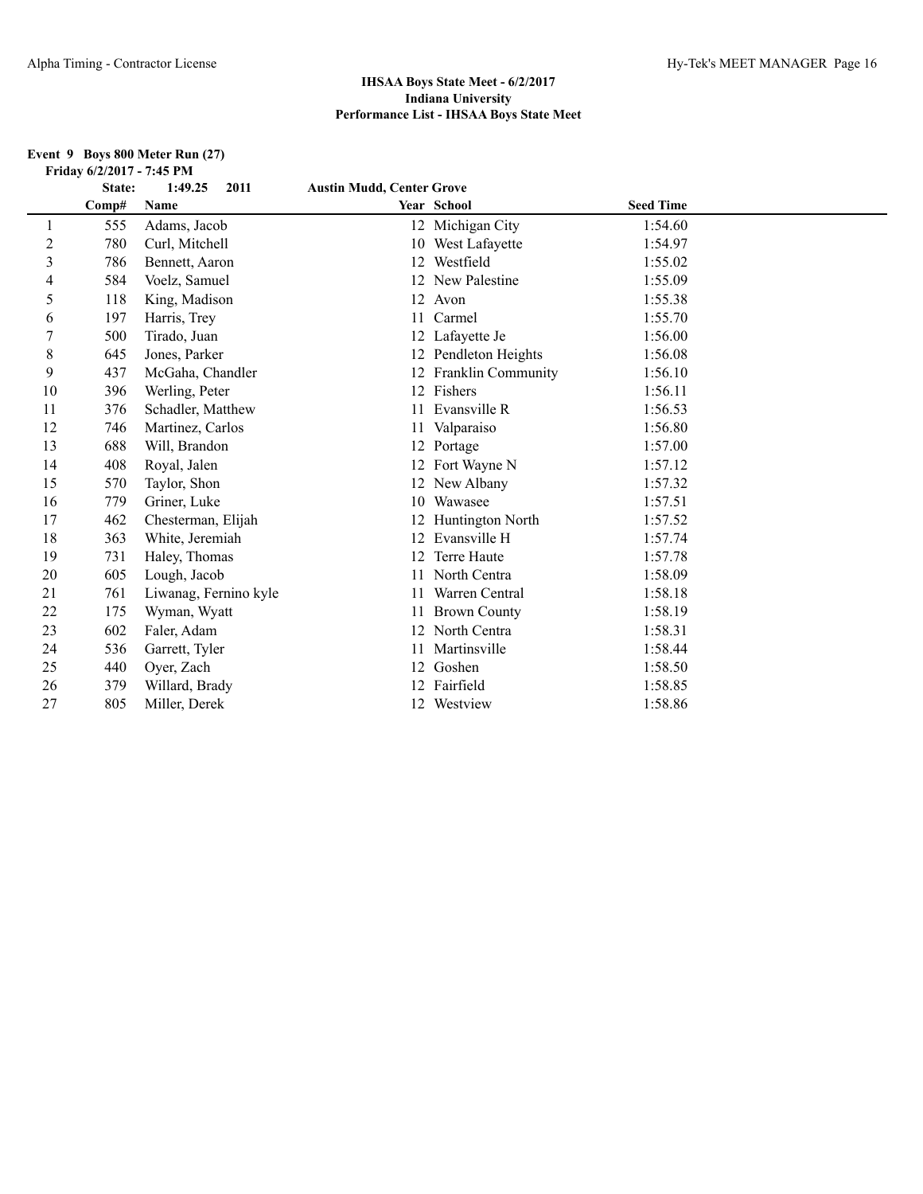**IHSAA Boys State Meet - 6/2/2017**
**Indiana University**
**Performance List - IHSAA Boys State Meet**

**Event 9 Boys 800 Meter Run (27)**
**Friday 6/2/2017 - 7:45 PM**

State: 1:49.25 2011 Austin Mudd, Center Grove

| | Comp# | Name | Year | School | Seed Time |
|---|---|---|---|---|---|
| 1 | 555 | Adams, Jacob | 12 | Michigan City | 1:54.60 |
| 2 | 780 | Curl, Mitchell | 10 | West Lafayette | 1:54.97 |
| 3 | 786 | Bennett, Aaron | 12 | Westfield | 1:55.02 |
| 4 | 584 | Voelz, Samuel | 12 | New Palestine | 1:55.09 |
| 5 | 118 | King, Madison | 12 | Avon | 1:55.38 |
| 6 | 197 | Harris, Trey | 11 | Carmel | 1:55.70 |
| 7 | 500 | Tirado, Juan | 12 | Lafayette Je | 1:56.00 |
| 8 | 645 | Jones, Parker | 12 | Pendleton Heights | 1:56.08 |
| 9 | 437 | McGaha, Chandler | 12 | Franklin Community | 1:56.10 |
| 10 | 396 | Werling, Peter | 12 | Fishers | 1:56.11 |
| 11 | 376 | Schadler, Matthew | 11 | Evansville R | 1:56.53 |
| 12 | 746 | Martinez, Carlos | 11 | Valparaiso | 1:56.80 |
| 13 | 688 | Will, Brandon | 12 | Portage | 1:57.00 |
| 14 | 408 | Royal, Jalen | 12 | Fort Wayne N | 1:57.12 |
| 15 | 570 | Taylor, Shon | 12 | New Albany | 1:57.32 |
| 16 | 779 | Griner, Luke | 10 | Wawasee | 1:57.51 |
| 17 | 462 | Chesterman, Elijah | 12 | Huntington North | 1:57.52 |
| 18 | 363 | White, Jeremiah | 12 | Evansville H | 1:57.74 |
| 19 | 731 | Haley, Thomas | 12 | Terre Haute | 1:57.78 |
| 20 | 605 | Lough, Jacob | 11 | North Centra | 1:58.09 |
| 21 | 761 | Liwanag, Fernino kyle | 11 | Warren Central | 1:58.18 |
| 22 | 175 | Wyman, Wyatt | 11 | Brown County | 1:58.19 |
| 23 | 602 | Faler, Adam | 12 | North Centra | 1:58.31 |
| 24 | 536 | Garrett, Tyler | 11 | Martinsville | 1:58.44 |
| 25 | 440 | Oyer, Zach | 12 | Goshen | 1:58.50 |
| 26 | 379 | Willard, Brady | 12 | Fairfield | 1:58.85 |
| 27 | 805 | Miller, Derek | 12 | Westview | 1:58.86 |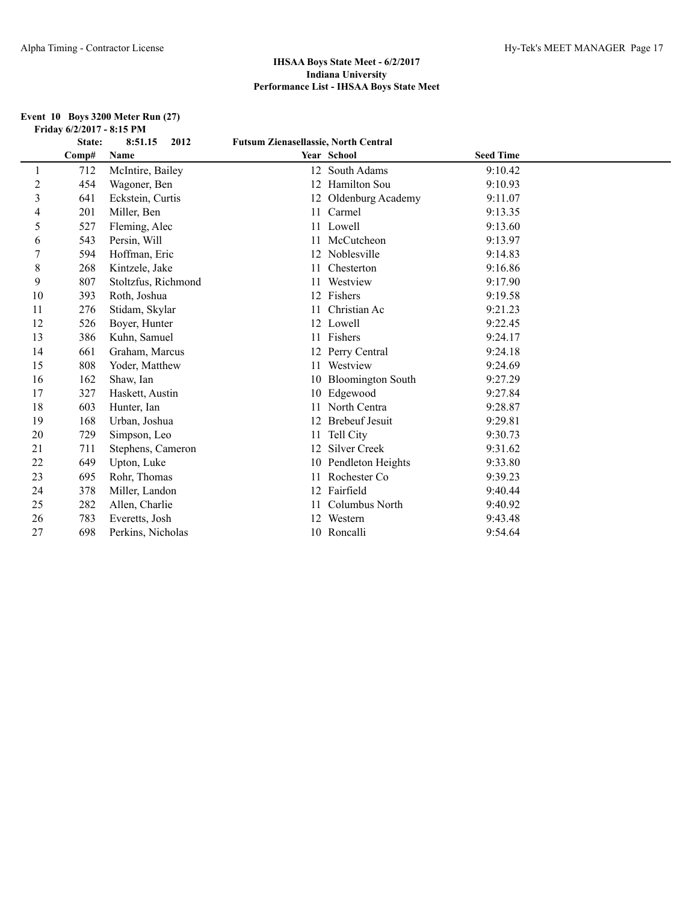## IHSAA Boys State Meet - 6/2/2017
## Indiana University
## Performance List - IHSAA Boys State Meet

**Event 10 Boys 3200 Meter Run (27)**
**Friday 6/2/2017 - 8:15 PM**

**State: 8:51.15 2012 Futsum Zienasellassie, North Central**

| | Comp# | Name | Year | School | Seed Time |
|---|---|---|---|---|---|
| 1 | 712 | McIntire, Bailey | 12 | South Adams | 9:10.42 |
| 2 | 454 | Wagoner, Ben | 12 | Hamilton Sou | 9:10.93 |
| 3 | 641 | Eckstein, Curtis | 12 | Oldenburg Academy | 9:11.07 |
| 4 | 201 | Miller, Ben | 11 | Carmel | 9:13.35 |
| 5 | 527 | Fleming, Alec | 11 | Lowell | 9:13.60 |
| 6 | 543 | Persin, Will | 11 | McCutcheon | 9:13.97 |
| 7 | 594 | Hoffman, Eric | 12 | Noblesville | 9:14.83 |
| 8 | 268 | Kintzele, Jake | 11 | Chesterton | 9:16.86 |
| 9 | 807 | Stoltzfus, Richmond | 11 | Westview | 9:17.90 |
| 10 | 393 | Roth, Joshua | 12 | Fishers | 9:19.58 |
| 11 | 276 | Stidam, Skylar | 11 | Christian Ac | 9:21.23 |
| 12 | 526 | Boyer, Hunter | 12 | Lowell | 9:22.45 |
| 13 | 386 | Kuhn, Samuel | 11 | Fishers | 9:24.17 |
| 14 | 661 | Graham, Marcus | 12 | Perry Central | 9:24.18 |
| 15 | 808 | Yoder, Matthew | 11 | Westview | 9:24.69 |
| 16 | 162 | Shaw, Ian | 10 | Bloomington South | 9:27.29 |
| 17 | 327 | Haskett, Austin | 10 | Edgewood | 9:27.84 |
| 18 | 603 | Hunter, Ian | 11 | North Centra | 9:28.87 |
| 19 | 168 | Urban, Joshua | 12 | Brebeuf Jesuit | 9:29.81 |
| 20 | 729 | Simpson, Leo | 11 | Tell City | 9:30.73 |
| 21 | 711 | Stephens, Cameron | 12 | Silver Creek | 9:31.62 |
| 22 | 649 | Upton, Luke | 10 | Pendleton Heights | 9:33.80 |
| 23 | 695 | Rohr, Thomas | 11 | Rochester Co | 9:39.23 |
| 24 | 378 | Miller, Landon | 12 | Fairfield | 9:40.44 |
| 25 | 282 | Allen, Charlie | 11 | Columbus North | 9:40.92 |
| 26 | 783 | Everetts, Josh | 12 | Western | 9:43.48 |
| 27 | 698 | Perkins, Nicholas | 10 | Roncalli | 9:54.64 |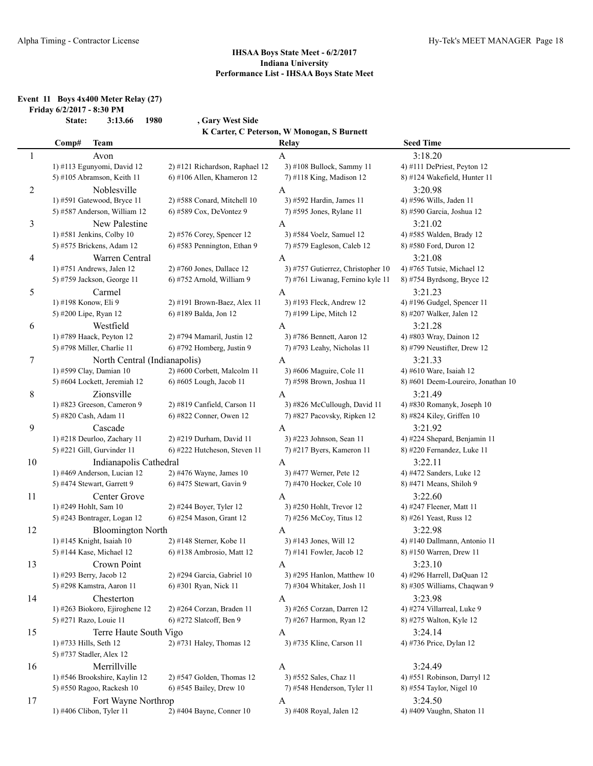## IHSAA Boys State Meet - 6/2/2017
## Indiana University
## Performance List - IHSAA Boys State Meet

**Event 11 Boys 4x400 Meter Relay (27)**

**Friday 6/2/2017 - 8:30 PM**

**State: 3:13.66 1980 , Gary West Side**
**K Carter, C Peterson, W Monogan, S Burnett**

| Comp# | Team | | Relay | Seed Time |
|---|---|---|---|---|
| 1 | Avon | | A | 3:18.20 |
| | 1) #113 Egunyomi, David 12 | 2) #121 Richardson, Raphael 12 | 3) #108 Bullock, Sammy 11 | 4) #111 DePriest, Peyton 12 |
| | 5) #105 Abramson, Keith 11 | 6) #106 Allen, Khameron 12 | 7) #118 King, Madison 12 | 8) #124 Wakefield, Hunter 11 |
| 2 | Noblesville | | A | 3:20.98 |
| | 1) #591 Gatewood, Bryce 11 | 2) #588 Conard, Mitchell 10 | 3) #592 Hardin, James 11 | 4) #596 Wills, Jaden 11 |
| | 5) #587 Anderson, William 12 | 6) #589 Cox, DeVontez 9 | 7) #595 Jones, Rylane 11 | 8) #590 Garcia, Joshua 12 |
| 3 | New Palestine | | A | 3:21.02 |
| | 1) #581 Jenkins, Colby 10 | 2) #576 Corey, Spencer 12 | 3) #584 Voelz, Samuel 12 | 4) #585 Walden, Brady 12 |
| | 5) #575 Brickens, Adam 12 | 6) #583 Pennington, Ethan 9 | 7) #579 Eagleson, Caleb 12 | 8) #580 Ford, Duron 12 |
| 4 | Warren Central | | A | 3:21.08 |
| | 1) #751 Andrews, Jalen 12 | 2) #760 Jones, Dallace 12 | 3) #757 Gutierrez, Christopher 10 | 4) #765 Tutsie, Michael 12 |
| | 5) #759 Jackson, George 11 | 6) #752 Arnold, William 9 | 7) #761 Liwanag, Fernino kyle 11 | 8) #754 Byrdsong, Bryce 12 |
| 5 | Carmel | | A | 3:21.23 |
| | 1) #198 Konow, Eli 9 | 2) #191 Brown-Baez, Alex 11 | 3) #193 Fleck, Andrew 12 | 4) #196 Gudgel, Spencer 11 |
| | 5) #200 Lipe, Ryan 12 | 6) #189 Balda, Jon 12 | 7) #199 Lipe, Mitch 12 | 8) #207 Walker, Jalen 12 |
| 6 | Westfield | | A | 3:21.28 |
| | 1) #789 Haack, Peyton 12 | 2) #794 Mamaril, Justin 12 | 3) #786 Bennett, Aaron 12 | 4) #803 Wray, Dainon 12 |
| | 5) #798 Miller, Charlie 11 | 6) #792 Homberg, Justin 9 | 7) #793 Leahy, Nicholas 11 | 8) #799 Neustifter, Drew 12 |
| 7 | North Central (Indianapolis) | | A | 3:21.33 |
| | 1) #599 Clay, Damian 10 | 2) #600 Corbett, Malcolm 11 | 3) #606 Maguire, Cole 11 | 4) #610 Ware, Isaiah 12 |
| | 5) #604 Lockett, Jeremiah 12 | 6) #605 Lough, Jacob 11 | 7) #598 Brown, Joshua 11 | 8) #601 Deem-Loureiro, Jonathan 10 |
| 8 | Zionsville | | A | 3:21.49 |
| | 1) #823 Greeson, Cameron 9 | 2) #819 Canfield, Carson 11 | 3) #826 McCullough, David 11 | 4) #830 Romanyk, Joseph 10 |
| | 5) #820 Cash, Adam 11 | 6) #822 Conner, Owen 12 | 7) #827 Pacovsky, Ripken 12 | 8) #824 Kiley, Griffen 10 |
| 9 | Cascade | | A | 3:21.92 |
| | 1) #218 Deurloo, Zachary 11 | 2) #219 Durham, David 11 | 3) #223 Johnson, Sean 11 | 4) #224 Shepard, Benjamin 11 |
| | 5) #221 Gill, Gurvinder 11 | 6) #222 Hutcheson, Steven 11 | 7) #217 Byers, Kameron 11 | 8) #220 Fernandez, Luke 11 |
| 10 | Indianapolis Cathedral | | A | 3:22.11 |
| | 1) #469 Anderson, Lucian 12 | 2) #476 Wayne, James 10 | 3) #477 Werner, Pete 12 | 4) #472 Sanders, Luke 12 |
| | 5) #474 Stewart, Garrett 9 | 6) #475 Stewart, Gavin 9 | 7) #470 Hocker, Cole 10 | 8) #471 Means, Shiloh 9 |
| 11 | Center Grove | | A | 3:22.60 |
| | 1) #249 Hohlt, Sam 10 | 2) #244 Boyer, Tyler 12 | 3) #250 Hohlt, Trevor 12 | 4) #247 Fleener, Matt 11 |
| | 5) #243 Bontrager, Logan 12 | 6) #254 Mason, Grant 12 | 7) #256 McCoy, Titus 12 | 8) #261 Yeast, Russ 12 |
| 12 | Bloomington North | | A | 3:22.98 |
| | 1) #145 Knight, Isaiah 10 | 2) #148 Sterner, Kobe 11 | 3) #143 Jones, Will 12 | 4) #140 Dallmann, Antonio 11 |
| | 5) #144 Kase, Michael 12 | 6) #138 Ambrosio, Matt 12 | 7) #141 Fowler, Jacob 12 | 8) #150 Warren, Drew 11 |
| 13 | Crown Point | | A | 3:23.10 |
| | 1) #293 Berry, Jacob 12 | 2) #294 Garcia, Gabriel 10 | 3) #295 Hanlon, Matthew 10 | 4) #296 Harrell, DaQuan 12 |
| | 5) #298 Kamstra, Aaron 11 | 6) #301 Ryan, Nick 11 | 7) #304 Whitaker, Josh 11 | 8) #305 Williams, Chaqwan 9 |
| 14 | Chesterton | | A | 3:23.98 |
| | 1) #263 Biokoro, Ejiroghene 12 | 2) #264 Corzan, Braden 11 | 3) #265 Corzan, Darren 12 | 4) #274 Villarreal, Luke 9 |
| | 5) #271 Razo, Louie 11 | 6) #272 Slatcoff, Ben 9 | 7) #267 Harmon, Ryan 12 | 8) #275 Walton, Kyle 12 |
| 15 | Terre Haute South Vigo | | A | 3:24.14 |
| | 1) #733 Hills, Seth 12 | 2) #731 Haley, Thomas 12 | 3) #735 Kline, Carson 11 | 4) #736 Price, Dylan 12 |
| | 5) #737 Stadler, Alex 12 | | | |
| 16 | Merrillville | | A | 3:24.49 |
| | 1) #546 Brookshire, Kaylin 12 | 2) #547 Golden, Thomas 12 | 3) #552 Sales, Chaz 11 | 4) #551 Robinson, Darryl 12 |
| | 5) #550 Ragoo, Rackesh 10 | 6) #545 Bailey, Drew 10 | 7) #548 Henderson, Tyler 11 | 8) #554 Taylor, Nigel 10 |
| 17 | Fort Wayne Northrop | | A | 3:24.50 |
| | 1) #406 Clibon, Tyler 11 | 2) #404 Bayne, Conner 10 | 3) #408 Royal, Jalen 12 | 4) #409 Vaughn, Shaton 11 |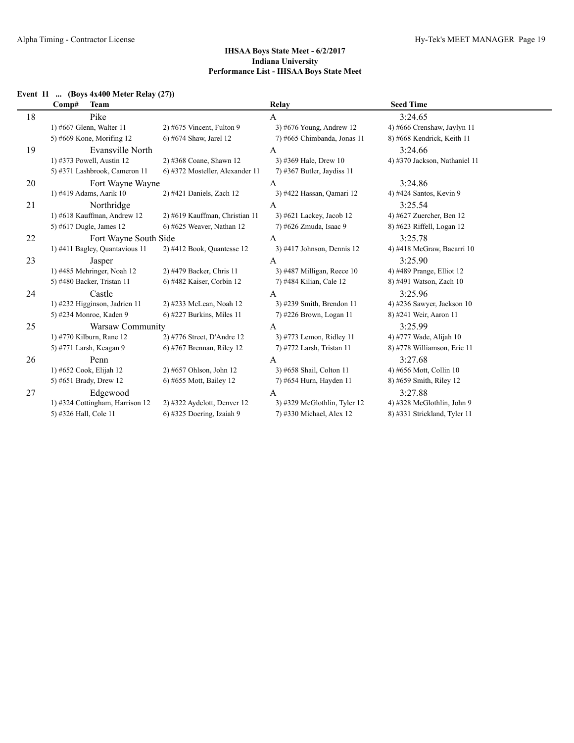# IHSAA Boys State Meet - 6/2/2017
## Indiana University
## Performance List - IHSAA Boys State Meet

**Event 11 ... (Boys 4x400 Meter Relay (27))**

| Comp# | Team | | Relay | Seed Time |
|---|---|---|---|---|
| 18 | Pike | | A | 3:24.65 |
| | 1) #667 Glenn, Walter 11 | 2) #675 Vincent, Fulton 9 | 3) #676 Young, Andrew 12 | 4) #666 Crenshaw, Jaylyn 11 |
| | 5) #669 Kone, Morifing 12 | 6) #674 Shaw, Jarel 12 | 7) #665 Chimbanda, Jonas 11 | 8) #668 Kendrick, Keith 11 |
| 19 | Evansville North | | A | 3:24.66 |
| | 1) #373 Powell, Austin 12 | 2) #368 Coane, Shawn 12 | 3) #369 Hale, Drew 10 | 4) #370 Jackson, Nathaniel 11 |
| | 5) #371 Lashbrook, Cameron 11 | 6) #372 Mosteller, Alexander 11 | 7) #367 Butler, Jaydiss 11 | |
| 20 | Fort Wayne Wayne | | A | 3:24.86 |
| | 1) #419 Adams, Aarik 10 | 2) #421 Daniels, Zach 12 | 3) #422 Hassan, Qamari 12 | 4) #424 Santos, Kevin 9 |
| 21 | Northridge | | A | 3:25.54 |
| | 1) #618 Kauffman, Andrew 12 | 2) #619 Kauffman, Christian 11 | 3) #621 Lackey, Jacob 12 | 4) #627 Zuercher, Ben 12 |
| | 5) #617 Dugle, James 12 | 6) #625 Weaver, Nathan 12 | 7) #626 Zmuda, Isaac 9 | 8) #623 Riffell, Logan 12 |
| 22 | Fort Wayne South Side | | A | 3:25.78 |
| | 1) #411 Bagley, Quantavious 11 | 2) #412 Book, Quantesse 12 | 3) #417 Johnson, Dennis 12 | 4) #418 McGraw, Bacarri 10 |
| 23 | Jasper | | A | 3:25.90 |
| | 1) #485 Mehringer, Noah 12 | 2) #479 Backer, Chris 11 | 3) #487 Milligan, Reece 10 | 4) #489 Prange, Elliot 12 |
| | 5) #480 Backer, Tristan 11 | 6) #482 Kaiser, Corbin 12 | 7) #484 Kilian, Cale 12 | 8) #491 Watson, Zach 10 |
| 24 | Castle | | A | 3:25.96 |
| | 1) #232 Higginson, Jadrien 11 | 2) #233 McLean, Noah 12 | 3) #239 Smith, Brendon 11 | 4) #236 Sawyer, Jackson 10 |
| | 5) #234 Monroe, Kaden 9 | 6) #227 Burkins, Miles 11 | 7) #226 Brown, Logan 11 | 8) #241 Weir, Aaron 11 |
| 25 | Warsaw Community | | A | 3:25.99 |
| | 1) #770 Kilburn, Rane 12 | 2) #776 Street, D'Andre 12 | 3) #773 Lemon, Ridley 11 | 4) #777 Wade, Alijah 10 |
| | 5) #771 Larsh, Keagan 9 | 6) #767 Brennan, Riley 12 | 7) #772 Larsh, Tristan 11 | 8) #778 Williamson, Eric 11 |
| 26 | Penn | | A | 3:27.68 |
| | 1) #652 Cook, Elijah 12 | 2) #657 Ohlson, John 12 | 3) #658 Shail, Colton 11 | 4) #656 Mott, Collin 10 |
| | 5) #651 Brady, Drew 12 | 6) #655 Mott, Bailey 12 | 7) #654 Hurn, Hayden 11 | 8) #659 Smith, Riley 12 |
| 27 | Edgewood | | A | 3:27.88 |
| | 1) #324 Cottingham, Harrison 12 | 2) #322 Aydelott, Denver 12 | 3) #329 McGlothlin, Tyler 12 | 4) #328 McGlothlin, John 9 |
| | 5) #326 Hall, Cole 11 | 6) #325 Doering, Izaiah 9 | 7) #330 Michael, Alex 12 | 8) #331 Strickland, Tyler 11 |